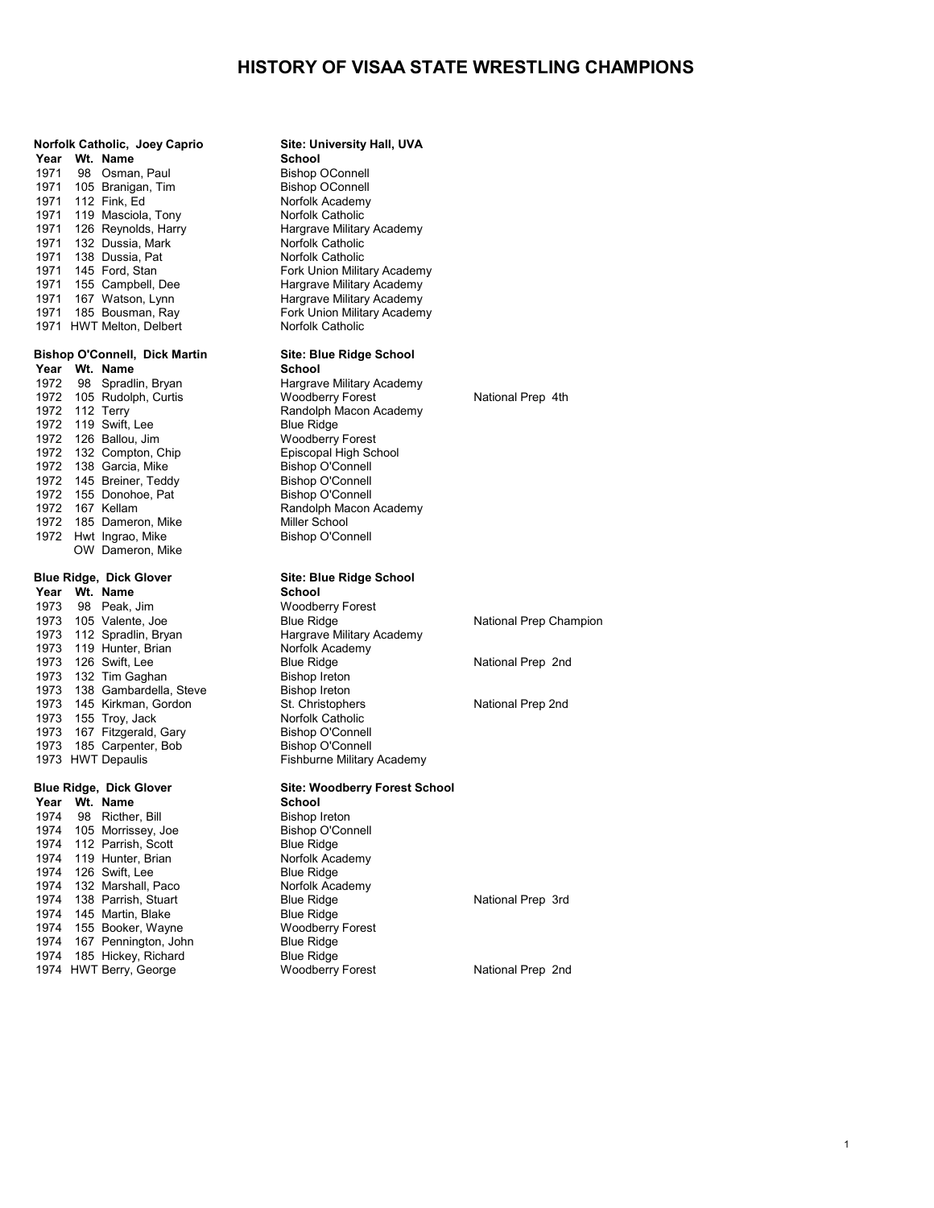# HISTORY OF VISAA STATE WRESTLING CHAMPIONS

**Norfolk Catholic, Joey Caprio** — **Site: University Hall, UVA**

| Year | Wt. | Name | School | |
|---|---|---|---|---|
| 1971 | 98 | Osman, Paul | Bishop OConnell | |
| 1971 | 105 | Branigan, Tim | Bishop OConnell | |
| 1971 | 112 | Fink, Ed | Norfolk Academy | |
| 1971 | 119 | Masciola, Tony | Norfolk Catholic | |
| 1971 | 126 | Reynolds, Harry | Hargrave Military Academy | |
| 1971 | 132 | Dussia, Mark | Norfolk Catholic | |
| 1971 | 138 | Dussia, Pat | Norfolk Catholic | |
| 1971 | 145 | Ford, Stan | Fork Union Military Academy | |
| 1971 | 155 | Campbell, Dee | Hargrave Military Academy | |
| 1971 | 167 | Watson, Lynn | Hargrave Military Academy | |
| 1971 | 185 | Bousman, Ray | Fork Union Military Academy | |
| 1971 | HWT | Melton, Delbert | Norfolk Catholic | |

**Bishop O'Connell, Dick Martin** — **Site: Blue Ridge School**

| Year | Wt. | Name | School | |
|---|---|---|---|---|
| 1972 | 98 | Spradlin, Bryan | Hargrave Military Academy | |
| 1972 | 105 | Rudolph, Curtis | Woodberry Forest | National Prep 4th |
| 1972 | 112 | Terry | Randolph Macon Academy | |
| 1972 | 119 | Swift, Lee | Blue Ridge | |
| 1972 | 126 | Ballou, Jim | Woodberry Forest | |
| 1972 | 132 | Compton, Chip | Episcopal High School | |
| 1972 | 138 | Garcia, Mike | Bishop O'Connell | |
| 1972 | 145 | Breiner, Teddy | Bishop O'Connell | |
| 1972 | 155 | Donohoe, Pat | Bishop O'Connell | |
| 1972 | 167 | Kellam | Randolph Macon Academy | |
| 1972 | 185 | Dameron, Mike | Miller School | |
| 1972 | Hwt | Ingrao, Mike | Bishop O'Connell | |
| | OW | Dameron, Mike | | |

**Blue Ridge, Dick Glover** — **Site: Blue Ridge School**

| Year | Wt. | Name | School | |
|---|---|---|---|---|
| 1973 | 98 | Peak, Jim | Woodberry Forest | |
| 1973 | 105 | Valente, Joe | Blue Ridge | National Prep Champion |
| 1973 | 112 | Spradlin, Bryan | Hargrave Military Academy | |
| 1973 | 119 | Hunter, Brian | Norfolk Academy | |
| 1973 | 126 | Swift, Lee | Blue Ridge | National Prep 2nd |
| 1973 | 132 | Tim Gaghan | Bishop Ireton | |
| 1973 | 138 | Gambardella, Steve | Bishop Ireton | |
| 1973 | 145 | Kirkman, Gordon | St. Christophers | National Prep 2nd |
| 1973 | 155 | Troy, Jack | Norfolk Catholic | |
| 1973 | 167 | Fitzgerald, Gary | Bishop O'Connell | |
| 1973 | 185 | Carpenter, Bob | Bishop O'Connell | |
| 1973 | HWT | Depaulis | Fishburne Military Academy | |

**Blue Ridge, Dick Glover** — **Site: Woodberry Forest School**

| Year | Wt. | Name | School | |
|---|---|---|---|---|
| 1974 | 98 | Ricther, Bill | Bishop Ireton | |
| 1974 | 105 | Morrissey, Joe | Bishop O'Connell | |
| 1974 | 112 | Parrish, Scott | Blue Ridge | |
| 1974 | 119 | Hunter, Brian | Norfolk Academy | |
| 1974 | 126 | Swift, Lee | Blue Ridge | |
| 1974 | 132 | Marshall, Paco | Norfolk Academy | |
| 1974 | 138 | Parrish, Stuart | Blue Ridge | National Prep 3rd |
| 1974 | 145 | Martin, Blake | Blue Ridge | |
| 1974 | 155 | Booker, Wayne | Woodberry Forest | |
| 1974 | 167 | Pennington, John | Blue Ridge | |
| 1974 | 185 | Hickey, Richard | Blue Ridge | |
| 1974 | HWT | Berry, George | Woodberry Forest | National Prep 2nd |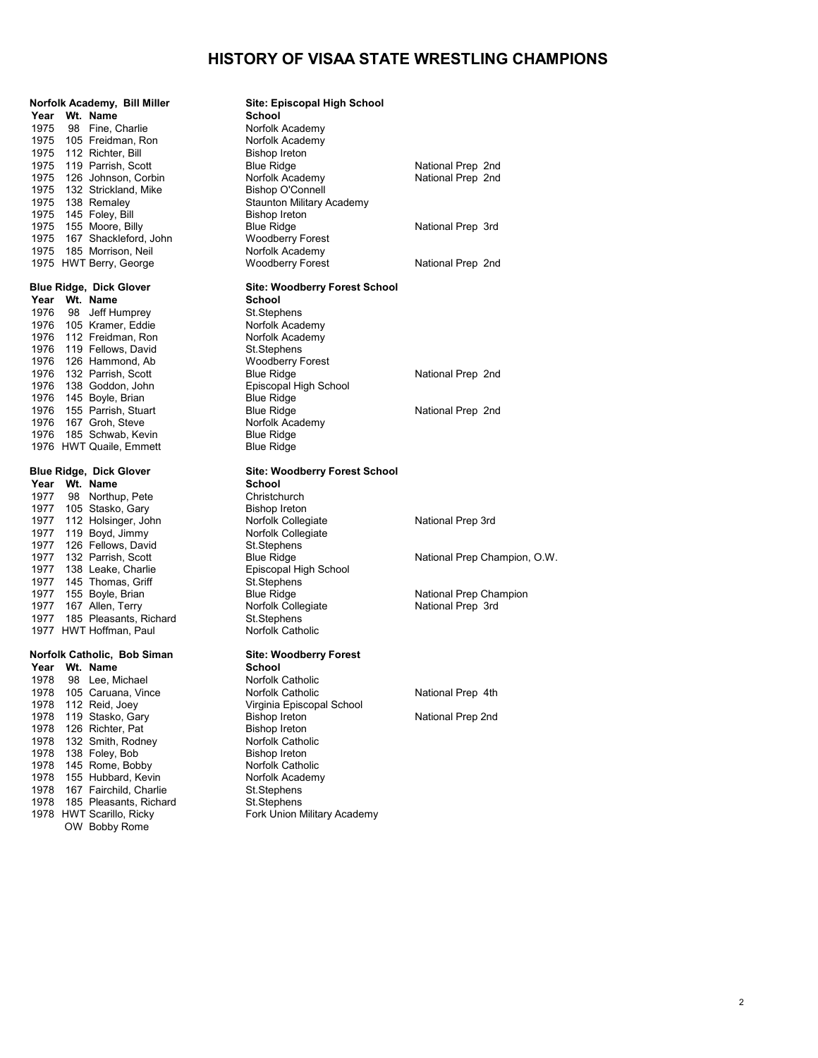# HISTORY OF VISAA STATE WRESTLING CHAMPIONS

**Norfolk Academy, Bill Miller** — **Site: Episcopal High School**

| Year | Wt. | Name | School | |
|---|---|---|---|---|
| 1975 | 98 | Fine, Charlie | Norfolk Academy | |
| 1975 | 105 | Freidman, Ron | Norfolk Academy | |
| 1975 | 112 | Richter, Bill | Bishop Ireton | |
| 1975 | 119 | Parrish, Scott | Blue Ridge | National Prep 2nd |
| 1975 | 126 | Johnson, Corbin | Norfolk Academy | National Prep 2nd |
| 1975 | 132 | Strickland, Mike | Bishop O'Connell | |
| 1975 | 138 | Remaley | Staunton Military Academy | |
| 1975 | 145 | Foley, Bill | Bishop Ireton | |
| 1975 | 155 | Moore, Billy | Blue Ridge | National Prep 3rd |
| 1975 | 167 | Shackleford, John | Woodberry Forest | |
| 1975 | 185 | Morrison, Neil | Norfolk Academy | |
| 1975 | HWT | Berry, George | Woodberry Forest | National Prep 2nd |

**Blue Ridge, Dick Glover** — **Site: Woodberry Forest School**

| Year | Wt. | Name | School | |
|---|---|---|---|---|
| 1976 | 98 | Jeff Humprey | St.Stephens | |
| 1976 | 105 | Kramer, Eddie | Norfolk Academy | |
| 1976 | 112 | Freidman, Ron | Norfolk Academy | |
| 1976 | 119 | Fellows, David | St.Stephens | |
| 1976 | 126 | Hammond, Ab | Woodberry Forest | |
| 1976 | 132 | Parrish, Scott | Blue Ridge | National Prep 2nd |
| 1976 | 138 | Goddon, John | Episcopal High School | |
| 1976 | 145 | Boyle, Brian | Blue Ridge | |
| 1976 | 155 | Parrish, Stuart | Blue Ridge | National Prep 2nd |
| 1976 | 167 | Groh, Steve | Norfolk Academy | |
| 1976 | 185 | Schwab, Kevin | Blue Ridge | |
| 1976 | HWT | Quaile, Emmett | Blue Ridge | |

**Blue Ridge, Dick Glover** — **Site: Woodberry Forest School**

| Year | Wt. | Name | School | |
|---|---|---|---|---|
| 1977 | 98 | Northup, Pete | Christchurch | |
| 1977 | 105 | Stasko, Gary | Bishop Ireton | |
| 1977 | 112 | Holsinger, John | Norfolk Collegiate | National Prep 3rd |
| 1977 | 119 | Boyd, Jimmy | Norfolk Collegiate | |
| 1977 | 126 | Fellows, David | St.Stephens | |
| 1977 | 132 | Parrish, Scott | Blue Ridge | National Prep Champion, O.W. |
| 1977 | 138 | Leake, Charlie | Episcopal High School | |
| 1977 | 145 | Thomas, Griff | St.Stephens | |
| 1977 | 155 | Boyle, Brian | Blue Ridge | National Prep Champion |
| 1977 | 167 | Allen, Terry | Norfolk Collegiate | National Prep 3rd |
| 1977 | 185 | Pleasants, Richard | St.Stephens | |
| 1977 | HWT | Hoffman, Paul | Norfolk Catholic | |

**Norfolk Catholic, Bob Siman** — **Site: Woodberry Forest**

| Year | Wt. | Name | School | |
|---|---|---|---|---|
| 1978 | 98 | Lee, Michael | Norfolk Catholic | |
| 1978 | 105 | Caruana, Vince | Norfolk Catholic | National Prep 4th |
| 1978 | 112 | Reid, Joey | Virginia Episcopal School | |
| 1978 | 119 | Stasko, Gary | Bishop Ireton | National Prep 2nd |
| 1978 | 126 | Richter, Pat | Bishop Ireton | |
| 1978 | 132 | Smith, Rodney | Norfolk Catholic | |
| 1978 | 138 | Foley, Bob | Bishop Ireton | |
| 1978 | 145 | Rome, Bobby | Norfolk Catholic | |
| 1978 | 155 | Hubbard, Kevin | Norfolk Academy | |
| 1978 | 167 | Fairchild, Charlie | St.Stephens | |
| 1978 | 185 | Pleasants, Richard | St.Stephens | |
| 1978 | HWT | Scarillo, Ricky | Fork Union Military Academy | |
| | OW | Bobby Rome | | |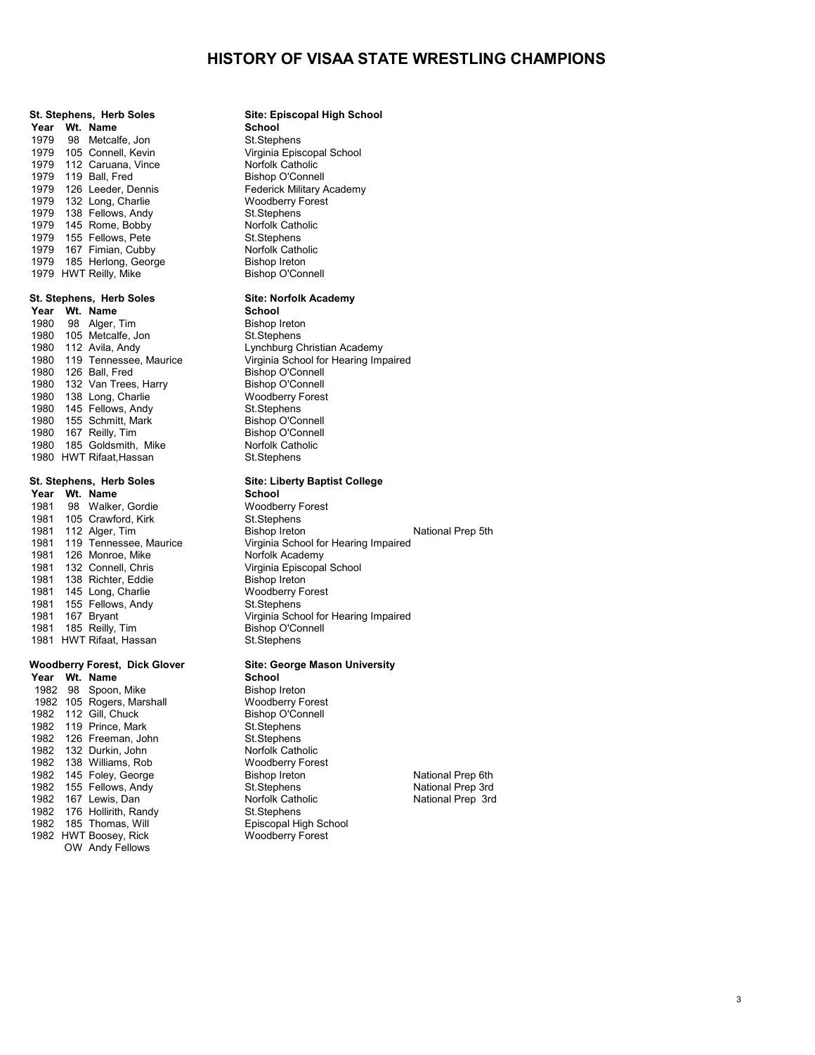# HISTORY OF VISAA STATE WRESTLING CHAMPIONS

**St. Stephens, Herb Soles** — **Site: Episcopal High School**

| Year | Wt. | Name | School | |
|---|---|---|---|---|
| 1979 | 98 | Metcalfe, Jon | St.Stephens | |
| 1979 | 105 | Connell, Kevin | Virginia Episcopal School | |
| 1979 | 112 | Caruana, Vince | Norfolk Catholic | |
| 1979 | 119 | Ball, Fred | Bishop O'Connell | |
| 1979 | 126 | Leeder, Dennis | Federick Military Academy | |
| 1979 | 132 | Long, Charlie | Woodberry Forest | |
| 1979 | 138 | Fellows, Andy | St.Stephens | |
| 1979 | 145 | Rome, Bobby | Norfolk Catholic | |
| 1979 | 155 | Fellows, Pete | St.Stephens | |
| 1979 | 167 | Fimian, Cubby | Norfolk Catholic | |
| 1979 | 185 | Herlong, George | Bishop Ireton | |
| 1979 | HWT | Reilly, Mike | Bishop O'Connell | |

**St. Stephens, Herb Soles** — **Site: Norfolk Academy**

| Year | Wt. | Name | School | |
|---|---|---|---|---|
| 1980 | 98 | Alger, Tim | Bishop Ireton | |
| 1980 | 105 | Metcalfe, Jon | St.Stephens | |
| 1980 | 112 | Avila, Andy | Lynchburg Christian Academy | |
| 1980 | 119 | Tennessee, Maurice | Virginia School for Hearing Impaired | |
| 1980 | 126 | Ball, Fred | Bishop O'Connell | |
| 1980 | 132 | Van Trees, Harry | Bishop O'Connell | |
| 1980 | 138 | Long, Charlie | Woodberry Forest | |
| 1980 | 145 | Fellows, Andy | St.Stephens | |
| 1980 | 155 | Schmitt, Mark | Bishop O'Connell | |
| 1980 | 167 | Reilly, Tim | Bishop O'Connell | |
| 1980 | 185 | Goldsmith, Mike | Norfolk Catholic | |
| 1980 | HWT | Rifaat,Hassan | St.Stephens | |

**St. Stephens, Herb Soles** — **Site: Liberty Baptist College**

| Year | Wt. | Name | School | |
|---|---|---|---|---|
| 1981 | 98 | Walker, Gordie | Woodberry Forest | |
| 1981 | 105 | Crawford, Kirk | St.Stephens | |
| 1981 | 112 | Alger, Tim | Bishop Ireton | National Prep 5th |
| 1981 | 119 | Tennessee, Maurice | Virginia School for Hearing Impaired | |
| 1981 | 126 | Monroe, Mike | Norfolk Academy | |
| 1981 | 132 | Connell, Chris | Virginia Episcopal School | |
| 1981 | 138 | Richter, Eddie | Bishop Ireton | |
| 1981 | 145 | Long, Charlie | Woodberry Forest | |
| 1981 | 155 | Fellows, Andy | St.Stephens | |
| 1981 | 167 | Bryant | Virginia School for Hearing Impaired | |
| 1981 | 185 | Reilly, Tim | Bishop O'Connell | |
| 1981 | HWT | Rifaat, Hassan | St.Stephens | |

**Woodberry Forest, Dick Glover** — **Site: George Mason University**

| Year | Wt. | Name | School | |
|---|---|---|---|---|
| 1982 | 98 | Spoon, Mike | Bishop Ireton | |
| 1982 | 105 | Rogers, Marshall | Woodberry Forest | |
| 1982 | 112 | Gill, Chuck | Bishop O'Connell | |
| 1982 | 119 | Prince, Mark | St.Stephens | |
| 1982 | 126 | Freeman, John | St.Stephens | |
| 1982 | 132 | Durkin, John | Norfolk Catholic | |
| 1982 | 138 | Williams, Rob | Woodberry Forest | |
| 1982 | 145 | Foley, George | Bishop Ireton | National Prep 6th |
| 1982 | 155 | Fellows, Andy | St.Stephens | National Prep 3rd |
| 1982 | 167 | Lewis, Dan | Norfolk Catholic | National Prep 3rd |
| 1982 | 176 | Hollirith, Randy | St.Stephens | |
| 1982 | 185 | Thomas, Will | Episcopal High School | |
| 1982 | HWT | Boosey, Rick | Woodberry Forest | |
| | OW | Andy Fellows | | |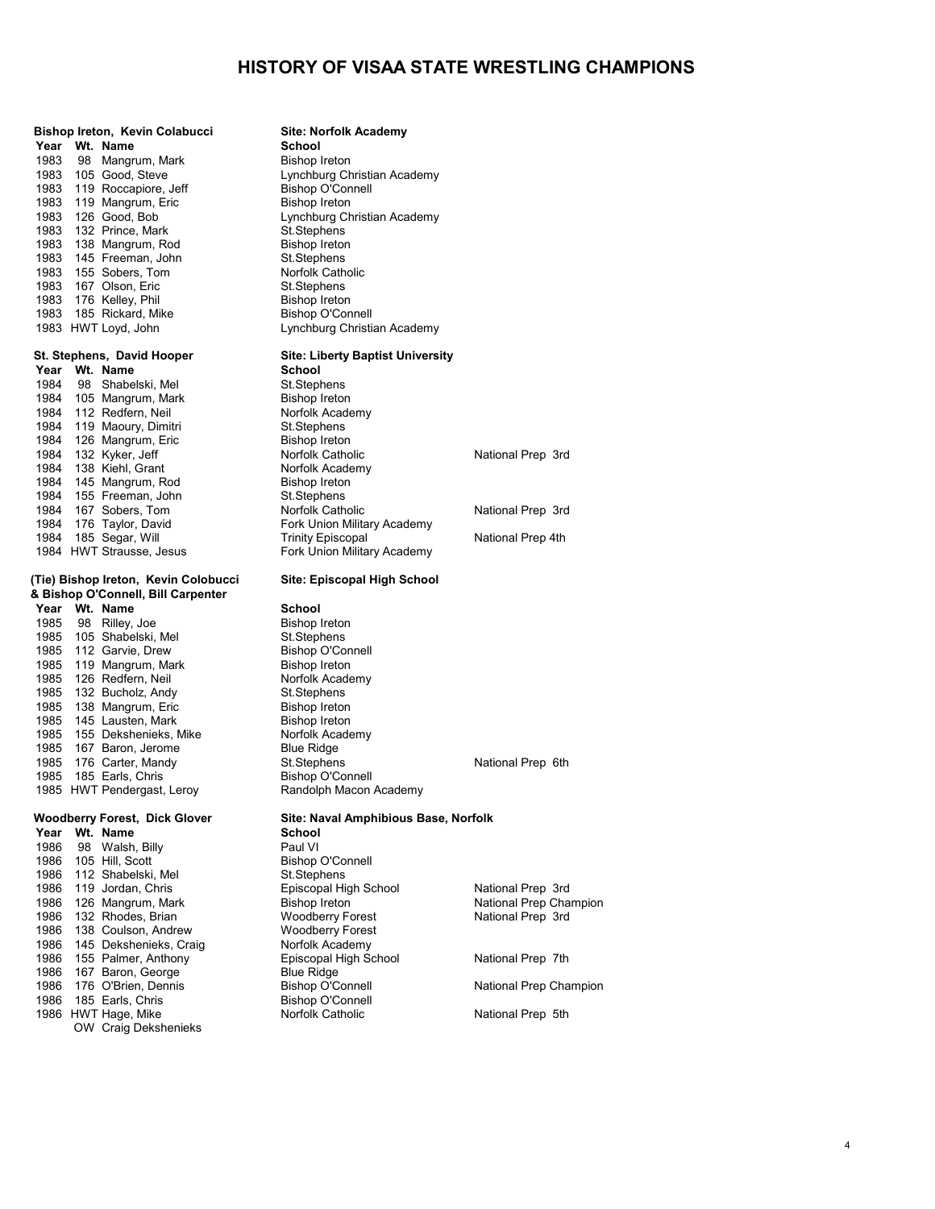# HISTORY OF VISAA STATE WRESTLING CHAMPIONS

**Bishop Ireton, Kevin Colabucci** — **Site: Norfolk Academy**

| Year | Wt. | Name | School | |
|---|---|---|---|---|
| 1983 | 98 | Mangrum, Mark | Bishop Ireton | |
| 1983 | 105 | Good, Steve | Lynchburg Christian Academy | |
| 1983 | 119 | Roccapiore, Jeff | Bishop O'Connell | |
| 1983 | 119 | Mangrum, Eric | Bishop Ireton | |
| 1983 | 126 | Good, Bob | Lynchburg Christian Academy | |
| 1983 | 132 | Prince, Mark | St.Stephens | |
| 1983 | 138 | Mangrum, Rod | Bishop Ireton | |
| 1983 | 145 | Freeman, John | St.Stephens | |
| 1983 | 155 | Sobers, Tom | Norfolk Catholic | |
| 1983 | 167 | Olson, Eric | St.Stephens | |
| 1983 | 176 | Kelley, Phil | Bishop Ireton | |
| 1983 | 185 | Rickard, Mike | Bishop O'Connell | |
| 1983 | HWT | Loyd, John | Lynchburg Christian Academy | |

**St. Stephens, David Hooper** — **Site: Liberty Baptist University**

| Year | Wt. | Name | School | |
|---|---|---|---|---|
| 1984 | 98 | Shabelski, Mel | St.Stephens | |
| 1984 | 105 | Mangrum, Mark | Bishop Ireton | |
| 1984 | 112 | Redfern, Neil | Norfolk Academy | |
| 1984 | 119 | Maoury, Dimitri | St.Stephens | |
| 1984 | 126 | Mangrum, Eric | Bishop Ireton | |
| 1984 | 132 | Kyker, Jeff | Norfolk Catholic | National Prep 3rd |
| 1984 | 138 | Kiehl, Grant | Norfolk Academy | |
| 1984 | 145 | Mangrum, Rod | Bishop Ireton | |
| 1984 | 155 | Freeman, John | St.Stephens | |
| 1984 | 167 | Sobers, Tom | Norfolk Catholic | National Prep 3rd |
| 1984 | 176 | Taylor, David | Fork Union Military Academy | |
| 1984 | 185 | Segar, Will | Trinity Episcopal | National Prep 4th |
| 1984 | HWT | Strausse, Jesus | Fork Union Military Academy | |

**(Tie) Bishop Ireton, Kevin Colobucci & Bishop O'Connell, Bill Carpenter** — **Site: Episcopal High School**

| Year | Wt. | Name | School | |
|---|---|---|---|---|
| 1985 | 98 | Rilley, Joe | Bishop Ireton | |
| 1985 | 105 | Shabelski, Mel | St.Stephens | |
| 1985 | 112 | Garvie, Drew | Bishop O'Connell | |
| 1985 | 119 | Mangrum, Mark | Bishop Ireton | |
| 1985 | 126 | Redfern, Neil | Norfolk Academy | |
| 1985 | 132 | Bucholz, Andy | St.Stephens | |
| 1985 | 138 | Mangrum, Eric | Bishop Ireton | |
| 1985 | 145 | Lausten, Mark | Bishop Ireton | |
| 1985 | 155 | Dekshenieks, Mike | Norfolk Academy | |
| 1985 | 167 | Baron, Jerome | Blue Ridge | |
| 1985 | 176 | Carter, Mandy | St.Stephens | National Prep 6th |
| 1985 | 185 | Earls, Chris | Bishop O'Connell | |
| 1985 | HWT | Pendergast, Leroy | Randolph Macon Academy | |

**Woodberry Forest, Dick Glover** — **Site: Naval Amphibious Base, Norfolk**

| Year | Wt. | Name | School | |
|---|---|---|---|---|
| 1986 | 98 | Walsh, Billy | Paul VI | |
| 1986 | 105 | Hill, Scott | Bishop O'Connell | |
| 1986 | 112 | Shabelski, Mel | St.Stephens | |
| 1986 | 119 | Jordan, Chris | Episcopal High School | National Prep 3rd |
| 1986 | 126 | Mangrum, Mark | Bishop Ireton | National Prep Champion |
| 1986 | 132 | Rhodes, Brian | Woodberry Forest | National Prep 3rd |
| 1986 | 138 | Coulson, Andrew | Woodberry Forest | |
| 1986 | 145 | Dekshenieks, Craig | Norfolk Academy | |
| 1986 | 155 | Palmer, Anthony | Episcopal High School | National Prep 7th |
| 1986 | 167 | Baron, George | Blue Ridge | |
| 1986 | 176 | O'Brien, Dennis | Bishop O'Connell | National Prep Champion |
| 1986 | 185 | Earls, Chris | Bishop O'Connell | |
| 1986 | HWT | Hage, Mike | Norfolk Catholic | National Prep 5th |
| | OW | Craig Dekshenieks | | |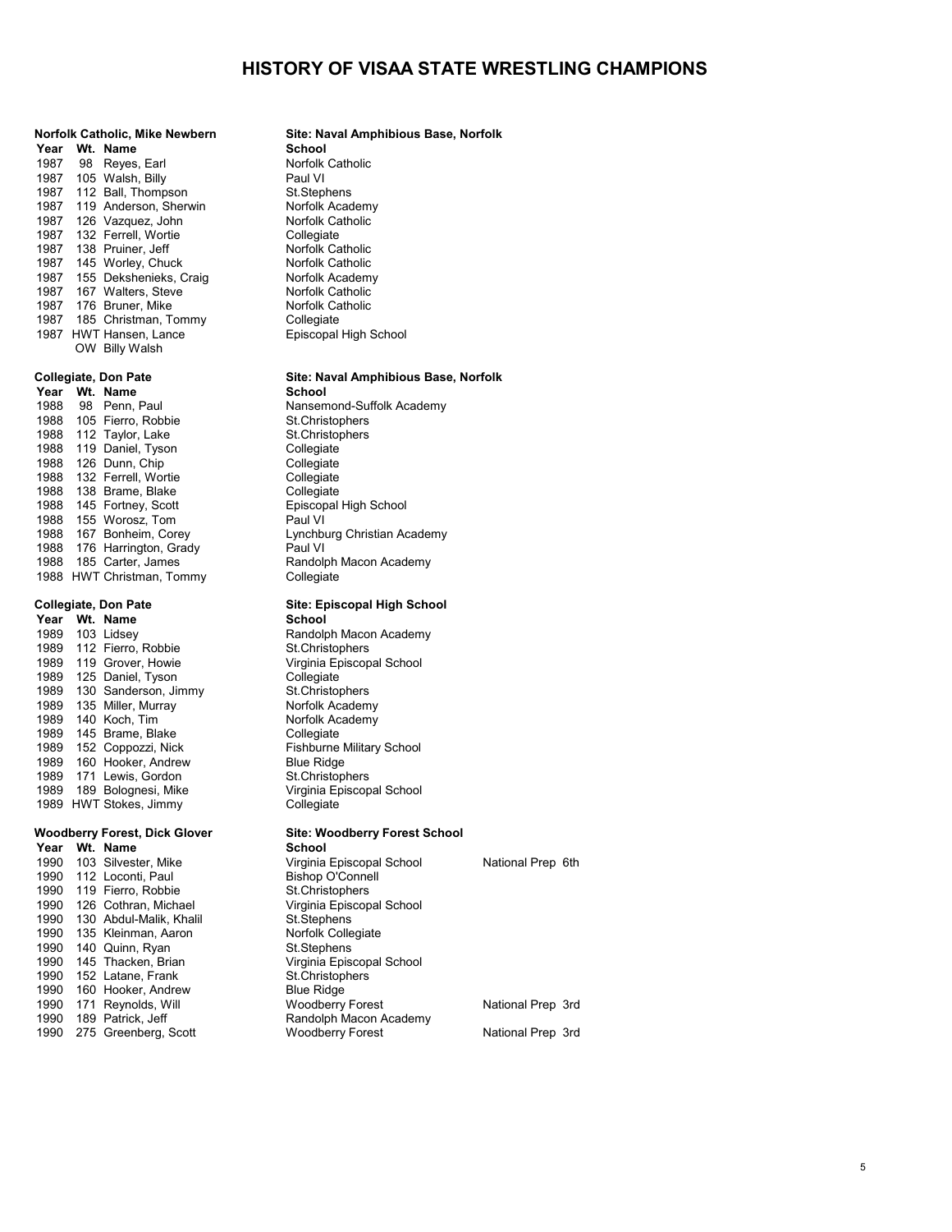# HISTORY OF VISAA STATE WRESTLING CHAMPIONS

**Norfolk Catholic, Mike Newbern** — **Site: Naval Amphibious Base, Norfolk**

| Year | Wt. | Name | School |
|---|---|---|---|
| 1987 | 98 | Reyes, Earl | Norfolk Catholic |
| 1987 | 105 | Walsh, Billy | Paul VI |
| 1987 | 112 | Ball, Thompson | St.Stephens |
| 1987 | 119 | Anderson, Sherwin | Norfolk Academy |
| 1987 | 126 | Vazquez, John | Norfolk Catholic |
| 1987 | 132 | Ferrell, Wortie | Collegiate |
| 1987 | 138 | Pruiner, Jeff | Norfolk Catholic |
| 1987 | 145 | Worley, Chuck | Norfolk Catholic |
| 1987 | 155 | Dekshenieks, Craig | Norfolk Academy |
| 1987 | 167 | Walters, Steve | Norfolk Catholic |
| 1987 | 176 | Bruner, Mike | Norfolk Catholic |
| 1987 | 185 | Christman, Tommy | Collegiate |
| 1987 | HWT | Hansen, Lance | Episcopal High School |
| | OW | Billy Walsh | |

**Collegiate, Don Pate** — **Site: Naval Amphibious Base, Norfolk**

| Year | Wt. | Name | School |
|---|---|---|---|
| 1988 | 98 | Penn, Paul | Nansemond-Suffolk Academy |
| 1988 | 105 | Fierro, Robbie | St.Christophers |
| 1988 | 112 | Taylor, Lake | St.Christophers |
| 1988 | 119 | Daniel, Tyson | Collegiate |
| 1988 | 126 | Dunn, Chip | Collegiate |
| 1988 | 132 | Ferrell, Wortie | Collegiate |
| 1988 | 138 | Brame, Blake | Collegiate |
| 1988 | 145 | Fortney, Scott | Episcopal High School |
| 1988 | 155 | Worosz, Tom | Paul VI |
| 1988 | 167 | Bonheim, Corey | Lynchburg Christian Academy |
| 1988 | 176 | Harrington, Grady | Paul VI |
| 1988 | 185 | Carter, James | Randolph Macon Academy |
| 1988 | HWT | Christman, Tommy | Collegiate |

**Collegiate, Don Pate** — **Site: Episcopal High School**

| Year | Wt. | Name | School |
|---|---|---|---|
| 1989 | 103 | Lidsey | Randolph Macon Academy |
| 1989 | 112 | Fierro, Robbie | St.Christophers |
| 1989 | 119 | Grover, Howie | Virginia Episcopal School |
| 1989 | 125 | Daniel, Tyson | Collegiate |
| 1989 | 130 | Sanderson, Jimmy | St.Christophers |
| 1989 | 135 | Miller, Murray | Norfolk Academy |
| 1989 | 140 | Koch, Tim | Norfolk Academy |
| 1989 | 145 | Brame, Blake | Collegiate |
| 1989 | 152 | Coppozzi, Nick | Fishburne Military School |
| 1989 | 160 | Hooker, Andrew | Blue Ridge |
| 1989 | 171 | Lewis, Gordon | St.Christophers |
| 1989 | 189 | Bolognesi, Mike | Virginia Episcopal School |
| 1989 | HWT | Stokes, Jimmy | Collegiate |

**Woodberry Forest, Dick Glover** — **Site: Woodberry Forest School**

| Year | Wt. | Name | School | |
|---|---|---|---|---|
| 1990 | 103 | Silvester, Mike | Virginia Episcopal School | National Prep 6th |
| 1990 | 112 | Loconti, Paul | Bishop O'Connell | |
| 1990 | 119 | Fierro, Robbie | St.Christophers | |
| 1990 | 126 | Cothran, Michael | Virginia Episcopal School | |
| 1990 | 130 | Abdul-Malik, Khalil | St.Stephens | |
| 1990 | 135 | Kleinman, Aaron | Norfolk Collegiate | |
| 1990 | 140 | Quinn, Ryan | St.Stephens | |
| 1990 | 145 | Thacken, Brian | Virginia Episcopal School | |
| 1990 | 152 | Latane, Frank | St.Christophers | |
| 1990 | 160 | Hooker, Andrew | Blue Ridge | |
| 1990 | 171 | Reynolds, Will | Woodberry Forest | National Prep 3rd |
| 1990 | 189 | Patrick, Jeff | Randolph Macon Academy | |
| 1990 | 275 | Greenberg, Scott | Woodberry Forest | National Prep 3rd |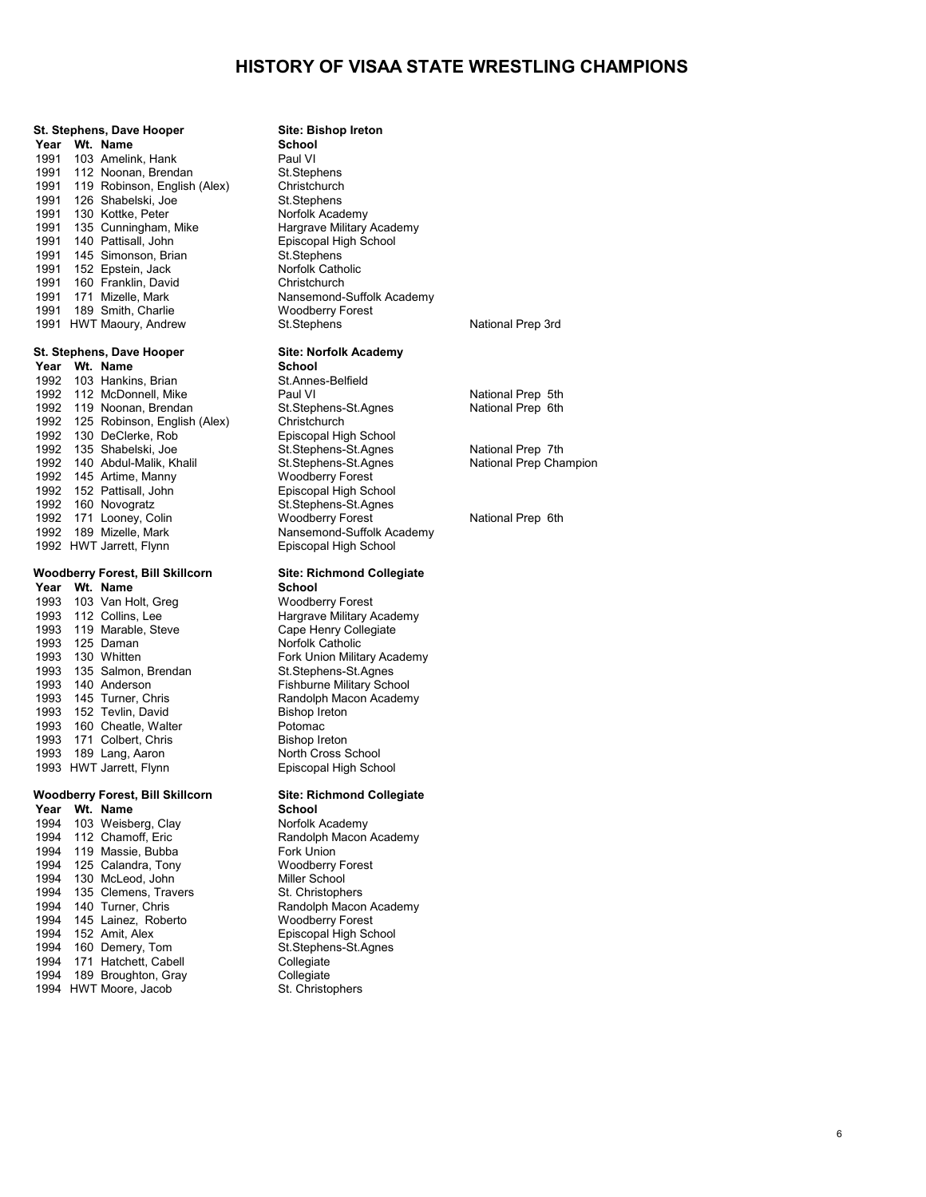# HISTORY OF VISAA STATE WRESTLING CHAMPIONS

**St. Stephens, Dave Hooper** | **Site: Bishop Ireton**

| Year | Wt. | Name | School | |
|---|---|---|---|---|
| 1991 | 103 | Amelink, Hank | Paul VI | |
| 1991 | 112 | Noonan, Brendan | St.Stephens | |
| 1991 | 119 | Robinson, English (Alex) | Christchurch | |
| 1991 | 126 | Shabelski, Joe | St.Stephens | |
| 1991 | 130 | Kottke, Peter | Norfolk Academy | |
| 1991 | 135 | Cunningham, Mike | Hargrave Military Academy | |
| 1991 | 140 | Pattisall, John | Episcopal High School | |
| 1991 | 145 | Simonson, Brian | St.Stephens | |
| 1991 | 152 | Epstein, Jack | Norfolk Catholic | |
| 1991 | 160 | Franklin, David | Christchurch | |
| 1991 | 171 | Mizelle, Mark | Nansemond-Suffolk Academy | |
| 1991 | 189 | Smith, Charlie | Woodberry Forest | |
| 1991 | HWT | Maoury, Andrew | St.Stephens | National Prep 3rd |

**St. Stephens, Dave Hooper** | **Site: Norfolk Academy**

| Year | Wt. | Name | School | |
|---|---|---|---|---|
| 1992 | 103 | Hankins, Brian | St.Annes-Belfield | |
| 1992 | 112 | McDonnell, Mike | Paul VI | National Prep 5th |
| 1992 | 119 | Noonan, Brendan | St.Stephens-St.Agnes | National Prep 6th |
| 1992 | 125 | Robinson, English (Alex) | Christchurch | |
| 1992 | 130 | DeClerke, Rob | Episcopal High School | |
| 1992 | 135 | Shabelski, Joe | St.Stephens-St.Agnes | National Prep 7th |
| 1992 | 140 | Abdul-Malik, Khalil | St.Stephens-St.Agnes | National Prep Champion |
| 1992 | 145 | Artime, Manny | Woodberry Forest | |
| 1992 | 152 | Pattisall, John | Episcopal High School | |
| 1992 | 160 | Novogratz | St.Stephens-St.Agnes | |
| 1992 | 171 | Looney, Colin | Woodberry Forest | National Prep 6th |
| 1992 | 189 | Mizelle, Mark | Nansemond-Suffolk Academy | |
| 1992 | HWT | Jarrett, Flynn | Episcopal High School | |

**Woodberry Forest, Bill Skillcorn** | **Site: Richmond Collegiate**

| Year | Wt. | Name | School |
|---|---|---|---|
| 1993 | 103 | Van Holt, Greg | Woodberry Forest |
| 1993 | 112 | Collins, Lee | Hargrave Military Academy |
| 1993 | 119 | Marable, Steve | Cape Henry Collegiate |
| 1993 | 125 | Daman | Norfolk Catholic |
| 1993 | 130 | Whitten | Fork Union Military Academy |
| 1993 | 135 | Salmon, Brendan | St.Stephens-St.Agnes |
| 1993 | 140 | Anderson | Fishburne Military School |
| 1993 | 145 | Turner, Chris | Randolph Macon Academy |
| 1993 | 152 | Tevlin, David | Bishop Ireton |
| 1993 | 160 | Cheatle, Walter | Potomac |
| 1993 | 171 | Colbert, Chris | Bishop Ireton |
| 1993 | 189 | Lang, Aaron | North Cross School |
| 1993 | HWT | Jarrett, Flynn | Episcopal High School |

**Woodberry Forest, Bill Skillcorn** | **Site: Richmond Collegiate**

| Year | Wt. | Name | School |
|---|---|---|---|
| 1994 | 103 | Weisberg, Clay | Norfolk Academy |
| 1994 | 112 | Chamoff, Eric | Randolph Macon Academy |
| 1994 | 119 | Massie, Bubba | Fork Union |
| 1994 | 125 | Calandra, Tony | Woodberry Forest |
| 1994 | 130 | McLeod, John | Miller School |
| 1994 | 135 | Clemens, Travers | St. Christophers |
| 1994 | 140 | Turner, Chris | Randolph Macon Academy |
| 1994 | 145 | Lainez, Roberto | Woodberry Forest |
| 1994 | 152 | Amit, Alex | Episcopal High School |
| 1994 | 160 | Demery, Tom | St.Stephens-St.Agnes |
| 1994 | 171 | Hatchett, Cabell | Collegiate |
| 1994 | 189 | Broughton, Gray | Collegiate |
| 1994 | HWT | Moore, Jacob | St. Christophers |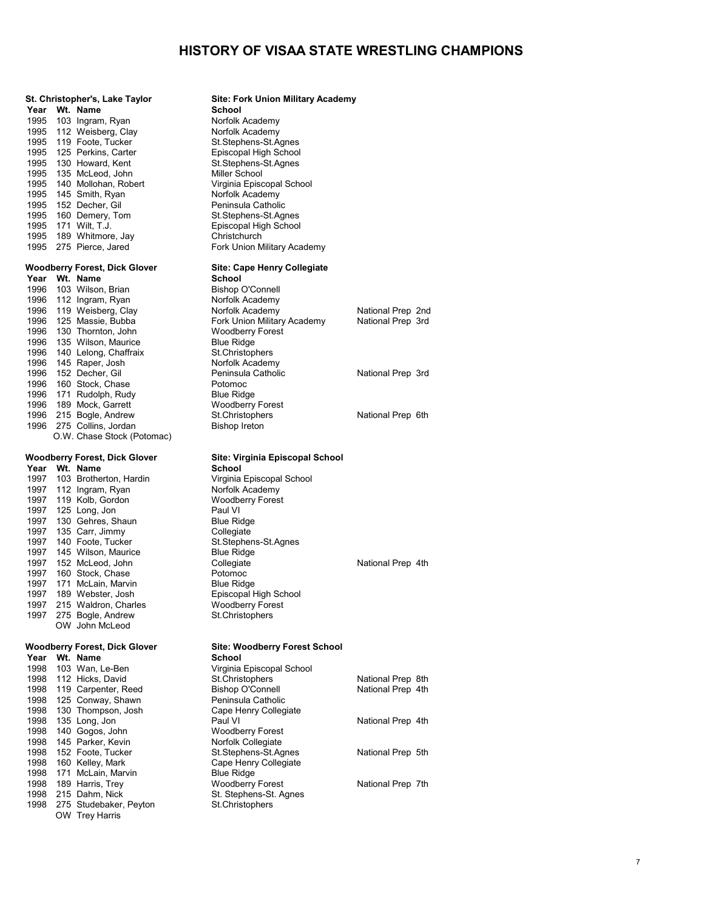# HISTORY OF VISAA STATE WRESTLING CHAMPIONS

**St. Christopher's, Lake Taylor** — **Site: Fork Union Military Academy**

| Year | Wt. | Name | School | |
|---|---|---|---|---|
| 1995 | 103 | Ingram, Ryan | Norfolk Academy | |
| 1995 | 112 | Weisberg, Clay | Norfolk Academy | |
| 1995 | 119 | Foote, Tucker | St.Stephens-St.Agnes | |
| 1995 | 125 | Perkins, Carter | Episcopal High School | |
| 1995 | 130 | Howard, Kent | St.Stephens-St.Agnes | |
| 1995 | 135 | McLeod, John | Miller School | |
| 1995 | 140 | Mollohan, Robert | Virginia Episcopal School | |
| 1995 | 145 | Smith, Ryan | Norfolk Academy | |
| 1995 | 152 | Decher, Gil | Peninsula Catholic | |
| 1995 | 160 | Demery, Tom | St.Stephens-St.Agnes | |
| 1995 | 171 | Wilt, T.J. | Episcopal High School | |
| 1995 | 189 | Whitmore, Jay | Christchurch | |
| 1995 | 275 | Pierce, Jared | Fork Union Military Academy | |

**Woodberry Forest, Dick Glover** — **Site: Cape Henry Collegiate**

| Year | Wt. | Name | School | |
|---|---|---|---|---|
| 1996 | 103 | Wilson, Brian | Bishop O'Connell | |
| 1996 | 112 | Ingram, Ryan | Norfolk Academy | |
| 1996 | 119 | Weisberg, Clay | Norfolk Academy | National Prep 2nd |
| 1996 | 125 | Massie, Bubba | Fork Union Military Academy | National Prep 3rd |
| 1996 | 130 | Thornton, John | Woodberry Forest | |
| 1996 | 135 | Wilson, Maurice | Blue Ridge | |
| 1996 | 140 | Lelong, Chaffraix | St.Christophers | |
| 1996 | 145 | Raper, Josh | Norfolk Academy | |
| 1996 | 152 | Decher, Gil | Peninsula Catholic | National Prep 3rd |
| 1996 | 160 | Stock, Chase | Potomoc | |
| 1996 | 171 | Rudolph, Rudy | Blue Ridge | |
| 1996 | 189 | Mock, Garrett | Woodberry Forest | |
| 1996 | 215 | Bogle, Andrew | St.Christophers | National Prep 6th |
| 1996 | 275 | Collins, Jordan | Bishop Ireton | |
| | | O.W. Chase Stock (Potomac) | | |

**Woodberry Forest, Dick Glover** — **Site: Virginia Episcopal School**

| Year | Wt. | Name | School | |
|---|---|---|---|---|
| 1997 | 103 | Brotherton, Hardin | Virginia Episcopal School | |
| 1997 | 112 | Ingram, Ryan | Norfolk Academy | |
| 1997 | 119 | Kolb, Gordon | Woodberry Forest | |
| 1997 | 125 | Long, Jon | Paul VI | |
| 1997 | 130 | Gehres, Shaun | Blue Ridge | |
| 1997 | 135 | Carr, Jimmy | Collegiate | |
| 1997 | 140 | Foote, Tucker | St.Stephens-St.Agnes | |
| 1997 | 145 | Wilson, Maurice | Blue Ridge | |
| 1997 | 152 | McLeod, John | Collegiate | National Prep 4th |
| 1997 | 160 | Stock, Chase | Potomoc | |
| 1997 | 171 | McLain, Marvin | Blue Ridge | |
| 1997 | 189 | Webster, Josh | Episcopal High School | |
| 1997 | 215 | Waldron, Charles | Woodberry Forest | |
| 1997 | 275 | Bogle, Andrew | St.Christophers | |
| | | OW John McLeod | | |

**Woodberry Forest, Dick Glover** — **Site: Woodberry Forest School**

| Year | Wt. | Name | School | |
|---|---|---|---|---|
| 1998 | 103 | Wan, Le-Ben | Virginia Episcopal School | |
| 1998 | 112 | Hicks, David | St.Christophers | National Prep 8th |
| 1998 | 119 | Carpenter, Reed | Bishop O'Connell | National Prep 4th |
| 1998 | 125 | Conway, Shawn | Peninsula Catholic | |
| 1998 | 130 | Thompson, Josh | Cape Henry Collegiate | |
| 1998 | 135 | Long, Jon | Paul VI | National Prep 4th |
| 1998 | 140 | Gogos, John | Woodberry Forest | |
| 1998 | 145 | Parker, Kevin | Norfolk Collegiate | |
| 1998 | 152 | Foote, Tucker | St.Stephens-St.Agnes | National Prep 5th |
| 1998 | 160 | Kelley, Mark | Cape Henry Collegiate | |
| 1998 | 171 | McLain, Marvin | Blue Ridge | |
| 1998 | 189 | Harris, Trey | Woodberry Forest | National Prep 7th |
| 1998 | 215 | Dahm, Nick | St. Stephens-St. Agnes | |
| 1998 | 275 | Studebaker, Peyton | St.Christophers | |
| | | OW Trey Harris | | |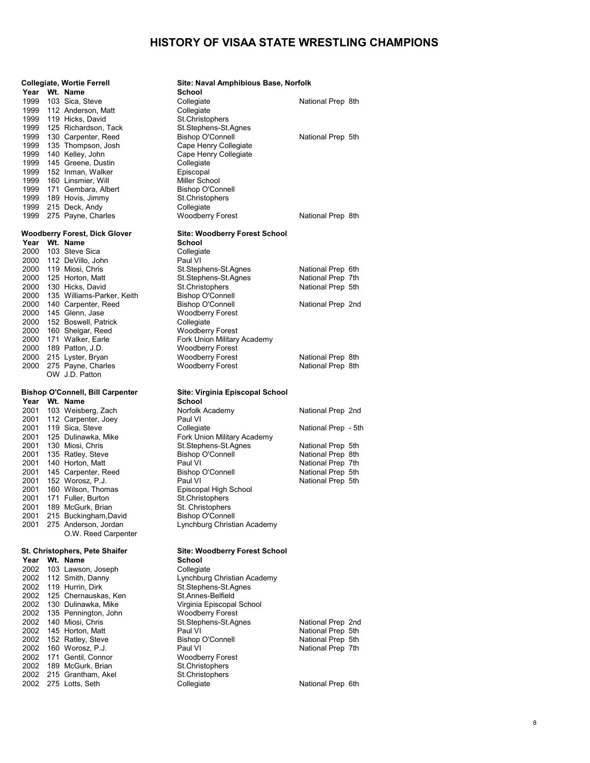# HISTORY OF VISAA STATE WRESTLING CHAMPIONS

**Collegiate, Wortie Ferrell** — **Site: Naval Amphibious Base, Norfolk**

| Year | Wt. | Name | School | |
|---|---|---|---|---|
| 1999 | 103 | Sica, Steve | Collegiate | National Prep 8th |
| 1999 | 112 | Anderson, Matt | Collegiate | |
| 1999 | 119 | Hicks, David | St.Christophers | |
| 1999 | 125 | Richardson, Tack | St.Stephens-St.Agnes | |
| 1999 | 130 | Carpenter, Reed | Bishop O'Connell | National Prep 5th |
| 1999 | 135 | Thompson, Josh | Cape Henry Collegiate | |
| 1999 | 140 | Kelley, John | Cape Henry Collegiate | |
| 1999 | 145 | Greene, Dustin | Collegiate | |
| 1999 | 152 | Inman, Walker | Episcopal | |
| 1999 | 160 | Linsmier, Will | Miller School | |
| 1999 | 171 | Gembara, Albert | Bishop O'Connell | |
| 1999 | 189 | Hovis, Jimmy | St.Christophers | |
| 1999 | 215 | Deck, Andy | Collegiate | |
| 1999 | 275 | Payne, Charles | Woodberry Forest | National Prep 8th |

**Woodberry Forest, Dick Glover** — **Site: Woodberry Forest School**

| Year | Wt. | Name | School | |
|---|---|---|---|---|
| 2000 | 103 | Steve Sica | Collegiate | |
| 2000 | 112 | DeVillo, John | Paul VI | |
| 2000 | 119 | Miosi, Chris | St.Stephens-St.Agnes | National Prep 6th |
| 2000 | 125 | Horton, Matt | St.Stephens-St.Agnes | National Prep 7th |
| 2000 | 130 | Hicks, David | St.Christophers | National Prep 5th |
| 2000 | 135 | Williams-Parker, Keith | Bishop O'Connell | |
| 2000 | 140 | Carpenter, Reed | Bishop O'Connell | National Prep 2nd |
| 2000 | 145 | Glenn, Jase | Woodberry Forest | |
| 2000 | 152 | Boswell, Patrick | Collegiate | |
| 2000 | 160 | Shelgar, Reed | Woodberry Forest | |
| 2000 | 171 | Walker, Earle | Fork Union Military Academy | |
| 2000 | 189 | Patton, J.D. | Woodberry Forest | |
| 2000 | 215 | Lyster, Bryan | Woodberry Forest | National Prep 8th |
| 2000 | 275 | Payne, Charles | Woodberry Forest | National Prep 8th |
| | OW | J.D. Patton | | |

**Bishop O'Connell, Bill Carpenter** — **Site: Virginia Episcopal School**

| Year | Wt. | Name | School | |
|---|---|---|---|---|
| 2001 | 103 | Weisberg, Zach | Norfolk Academy | National Prep 2nd |
| 2001 | 112 | Carpenter, Joey | Paul VI | |
| 2001 | 119 | Sica, Steve | Collegiate | National Prep - 5th |
| 2001 | 125 | Dulinawka, Mike | Fork Union Military Academy | |
| 2001 | 130 | Miosi, Chris | St.Stephens-St.Agnes | National Prep 5th |
| 2001 | 135 | Ratley, Steve | Bishop O'Connell | National Prep 8th |
| 2001 | 140 | Horton, Matt | Paul VI | National Prep 7th |
| 2001 | 145 | Carpenter, Reed | Bishop O'Connell | National Prep 5th |
| 2001 | 152 | Worosz, P.J. | Paul VI | National Prep 5th |
| 2001 | 160 | Wilson, Thomas | Episcopal High School | |
| 2001 | 171 | Fuller, Burton | St.Christophers | |
| 2001 | 189 | McGurk, Brian | St. Christophers | |
| 2001 | 215 | Buckingham,David | Bishop O'Connell | |
| 2001 | 275 | Anderson, Jordan | Lynchburg Christian Academy | |
| | | O.W. Reed Carpenter | | |

**St. Christophers, Pete Shaifer** — **Site: Woodberry Forest School**

| Year | Wt. | Name | School | |
|---|---|---|---|---|
| 2002 | 103 | Lawson, Joseph | Collegiate | |
| 2002 | 112 | Smith, Danny | Lynchburg Christian Academy | |
| 2002 | 119 | Hurrin, Dirk | St.Stephens-St.Agnes | |
| 2002 | 125 | Chernauskas, Ken | St.Annes-Belfield | |
| 2002 | 130 | Dulinawka, Mike | Virginia Episcopal School | |
| 2002 | 135 | Pennington, John | Woodberry Forest | |
| 2002 | 140 | Miosi, Chris | St.Stephens-St.Agnes | National Prep 2nd |
| 2002 | 145 | Horton, Matt | Paul VI | National Prep 5th |
| 2002 | 152 | Ratley, Steve | Bishop O'Connell | National Prep 5th |
| 2002 | 160 | Worosz, P.J. | Paul VI | National Prep 7th |
| 2002 | 171 | Gentil, Connor | Woodberry Forest | |
| 2002 | 189 | McGurk, Brian | St.Christophers | |
| 2002 | 215 | Grantham, Akel | St.Christophers | |
| 2002 | 275 | Lotts, Seth | Collegiate | National Prep 6th |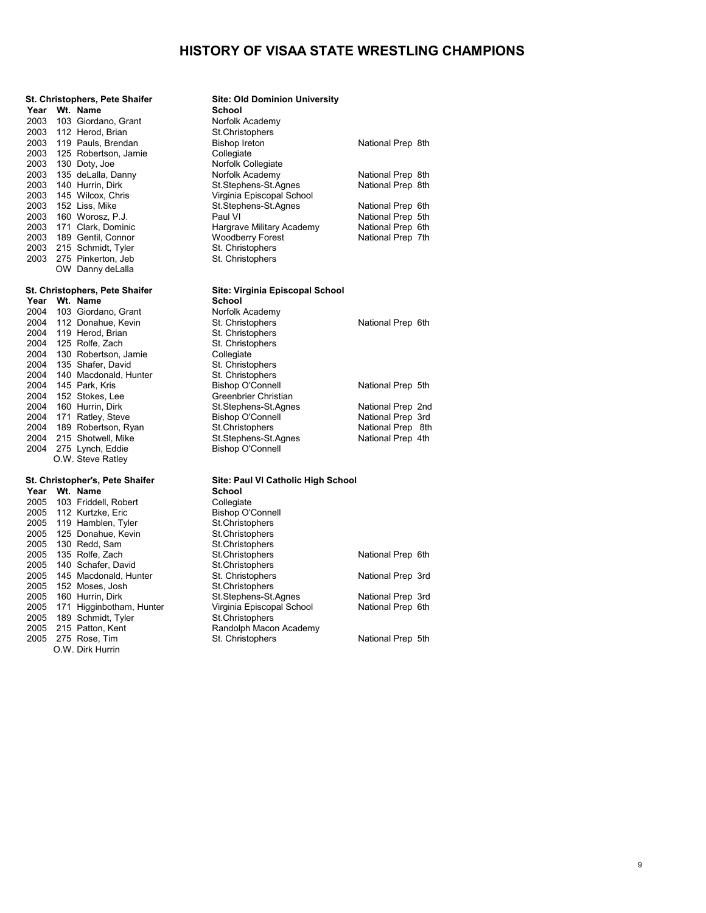# HISTORY OF VISAA STATE WRESTLING CHAMPIONS

**St. Christophers, Pete Shaifer** — **Site: Old Dominion University**

| Year | Wt. | Name | School | |
|---|---|---|---|---|
| 2003 | 103 | Giordano, Grant | Norfolk Academy | |
| 2003 | 112 | Herod, Brian | St.Christophers | |
| 2003 | 119 | Pauls, Brendan | Bishop Ireton | National Prep 8th |
| 2003 | 125 | Robertson, Jamie | Collegiate | |
| 2003 | 130 | Doty, Joe | Norfolk Collegiate | |
| 2003 | 135 | deLalla, Danny | Norfolk Academy | National Prep 8th |
| 2003 | 140 | Hurrin, Dirk | St.Stephens-St.Agnes | National Prep 8th |
| 2003 | 145 | Wilcox, Chris | Virginia Episcopal School | |
| 2003 | 152 | Liss, Mike | St.Stephens-St.Agnes | National Prep 6th |
| 2003 | 160 | Worosz, P.J. | Paul VI | National Prep 5th |
| 2003 | 171 | Clark, Dominic | Hargrave Military Academy | National Prep 6th |
| 2003 | 189 | Gentil, Connor | Woodberry Forest | National Prep 7th |
| 2003 | 215 | Schmidt, Tyler | St. Christophers | |
| 2003 | 275 | Pinkerton, Jeb | St. Christophers | |
| | OW | Danny deLalla | | |

**St. Christophers, Pete Shaifer** — **Site: Virginia Episcopal School**

| Year | Wt. | Name | School | |
|---|---|---|---|---|
| 2004 | 103 | Giordano, Grant | Norfolk Academy | |
| 2004 | 112 | Donahue, Kevin | St. Christophers | National Prep 6th |
| 2004 | 119 | Herod, Brian | St. Christophers | |
| 2004 | 125 | Rolfe, Zach | St. Christophers | |
| 2004 | 130 | Robertson, Jamie | Collegiate | |
| 2004 | 135 | Shafer, David | St. Christophers | |
| 2004 | 140 | Macdonald, Hunter | St. Christophers | |
| 2004 | 145 | Park, Kris | Bishop O'Connell | National Prep 5th |
| 2004 | 152 | Stokes, Lee | Greenbrier Christian | |
| 2004 | 160 | Hurrin, Dirk | St.Stephens-St.Agnes | National Prep 2nd |
| 2004 | 171 | Ratley, Steve | Bishop O'Connell | National Prep 3rd |
| 2004 | 189 | Robertson, Ryan | St.Christophers | National Prep 8th |
| 2004 | 215 | Shotwell, Mike | St.Stephens-St.Agnes | National Prep 4th |
| 2004 | 275 | Lynch, Eddie | Bishop O'Connell | |
| | O.W. | Steve Ratley | | |

**St. Christopher's, Pete Shaifer** — **Site: Paul VI Catholic High School**

| Year | Wt. | Name | School | |
|---|---|---|---|---|
| 2005 | 103 | Friddell, Robert | Collegiate | |
| 2005 | 112 | Kurtzke, Eric | Bishop O'Connell | |
| 2005 | 119 | Hamblen, Tyler | St.Christophers | |
| 2005 | 125 | Donahue, Kevin | St.Christophers | |
| 2005 | 130 | Redd, Sam | St.Christophers | |
| 2005 | 135 | Rolfe, Zach | St.Christophers | National Prep 6th |
| 2005 | 140 | Schafer, David | St.Christophers | |
| 2005 | 145 | Macdonald, Hunter | St. Christophers | National Prep 3rd |
| 2005 | 152 | Moses, Josh | St.Christophers | |
| 2005 | 160 | Hurrin, Dirk | St.Stephens-St.Agnes | National Prep 3rd |
| 2005 | 171 | Higginbotham, Hunter | Virginia Episcopal School | National Prep 6th |
| 2005 | 189 | Schmidt, Tyler | St.Christophers | |
| 2005 | 215 | Patton, Kent | Randolph Macon Academy | |
| 2005 | 275 | Rose, Tim | St. Christophers | National Prep 5th |
| | O.W. | Dirk Hurrin | | |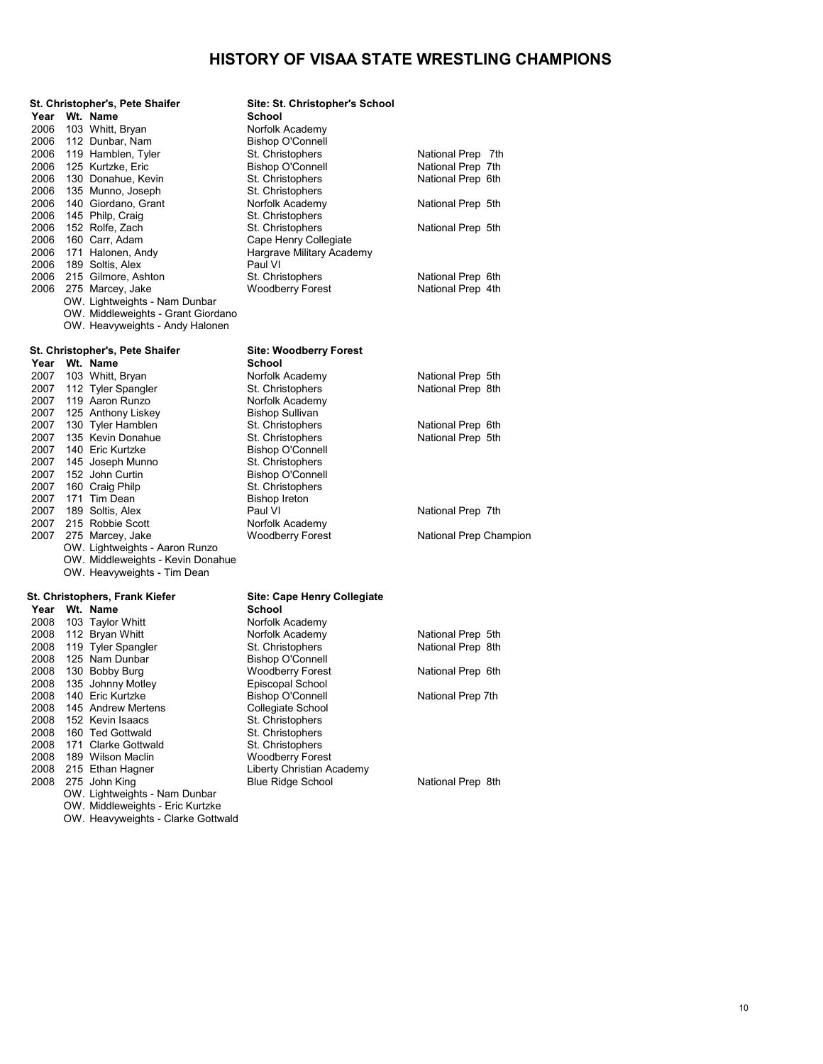# HISTORY OF VISAA STATE WRESTLING CHAMPIONS

**St. Christopher's, Pete Shaifer** — **Site: St. Christopher's School**

| Year | Wt. | Name | School | |
|---|---|---|---|---|
| 2006 | 103 | Whitt, Bryan | Norfolk Academy | |
| 2006 | 112 | Dunbar, Nam | Bishop O'Connell | |
| 2006 | 119 | Hamblen, Tyler | St. Christophers | National Prep 7th |
| 2006 | 125 | Kurtzke, Eric | Bishop O'Connell | National Prep 7th |
| 2006 | 130 | Donahue, Kevin | St. Christophers | National Prep 6th |
| 2006 | 135 | Munno, Joseph | St. Christophers | |
| 2006 | 140 | Giordano, Grant | Norfolk Academy | National Prep 5th |
| 2006 | 145 | Philp, Craig | St. Christophers | |
| 2006 | 152 | Rolfe, Zach | St. Christophers | National Prep 5th |
| 2006 | 160 | Carr, Adam | Cape Henry Collegiate | |
| 2006 | 171 | Halonen, Andy | Hargrave Military Academy | |
| 2006 | 189 | Soltis, Alex | Paul VI | |
| 2006 | 215 | Gilmore, Ashton | St. Christophers | National Prep 6th |
| 2006 | 275 | Marcey, Jake | Woodberry Forest | National Prep 4th |

OW. Lightweights - Nam Dunbar
OW. Middleweights - Grant Giordano
OW. Heavyweights - Andy Halonen

**St. Christopher's, Pete Shaifer** — **Site: Woodberry Forest**

| Year | Wt. | Name | School | |
|---|---|---|---|---|
| 2007 | 103 | Whitt, Bryan | Norfolk Academy | National Prep 5th |
| 2007 | 112 | Tyler Spangler | St. Christophers | National Prep 8th |
| 2007 | 119 | Aaron Runzo | Norfolk Academy | |
| 2007 | 125 | Anthony Liskey | Bishop Sullivan | |
| 2007 | 130 | Tyler Hamblen | St. Christophers | National Prep 6th |
| 2007 | 135 | Kevin Donahue | St. Christophers | National Prep 5th |
| 2007 | 140 | Eric Kurtzke | Bishop O'Connell | |
| 2007 | 145 | Joseph Munno | St. Christophers | |
| 2007 | 152 | John Curtin | Bishop O'Connell | |
| 2007 | 160 | Craig Philp | St. Christophers | |
| 2007 | 171 | Tim Dean | Bishop Ireton | |
| 2007 | 189 | Soltis, Alex | Paul VI | National Prep 7th |
| 2007 | 215 | Robbie Scott | Norfolk Academy | |
| 2007 | 275 | Marcey, Jake | Woodberry Forest | National Prep Champion |

OW. Lightweights - Aaron Runzo
OW. Middleweights - Kevin Donahue
OW. Heavyweights - Tim Dean

**St. Christophers, Frank Kiefer** — **Site: Cape Henry Collegiate**

| Year | Wt. | Name | School | |
|---|---|---|---|---|
| 2008 | 103 | Taylor Whitt | Norfolk Academy | |
| 2008 | 112 | Bryan Whitt | Norfolk Academy | National Prep 5th |
| 2008 | 119 | Tyler Spangler | St. Christophers | National Prep 8th |
| 2008 | 125 | Nam Dunbar | Bishop O'Connell | |
| 2008 | 130 | Bobby Burg | Woodberry Forest | National Prep 6th |
| 2008 | 135 | Johnny Motley | Episcopal School | |
| 2008 | 140 | Eric Kurtzke | Bishop O'Connell | National Prep 7th |
| 2008 | 145 | Andrew Mertens | Collegiate School | |
| 2008 | 152 | Kevin Isaacs | St. Christophers | |
| 2008 | 160 | Ted Gottwald | St. Christophers | |
| 2008 | 171 | Clarke Gottwald | St. Christophers | |
| 2008 | 189 | Wilson Maclin | Woodberry Forest | |
| 2008 | 215 | Ethan Hagner | Liberty Christian Academy | |
| 2008 | 275 | John King | Blue Ridge School | National Prep 8th |

OW. Lightweights - Nam Dunbar
OW. Middleweights - Eric Kurtzke
OW. Heavyweights - Clarke Gottwald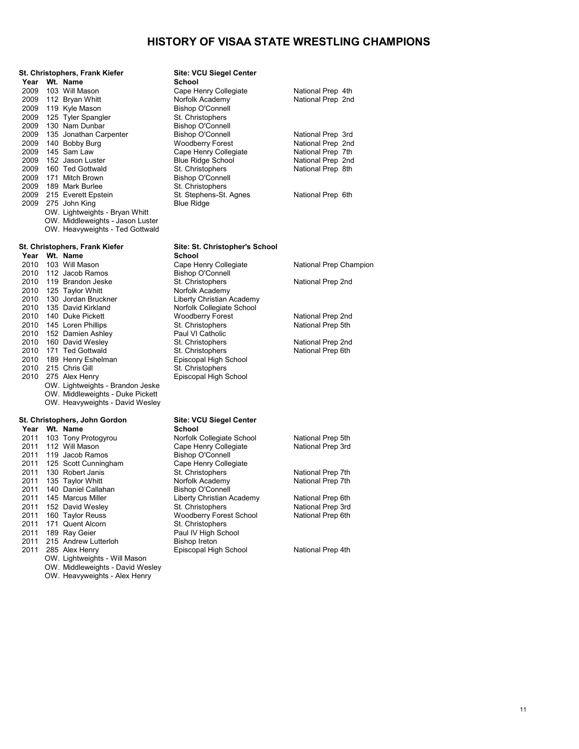# HISTORY OF VISAA STATE WRESTLING CHAMPIONS

**St. Christophers, Frank Kiefer** — **Site: VCU Siegel Center**

| Year | Wt. | Name | School | |
|---|---|---|---|---|
| 2009 | 103 | Will Mason | Cape Henry Collegiate | National Prep 4th |
| 2009 | 112 | Bryan Whitt | Norfolk Academy | National Prep 2nd |
| 2009 | 119 | Kyle Mason | Bishop O'Connell | |
| 2009 | 125 | Tyler Spangler | St. Christophers | |
| 2009 | 130 | Nam Dunbar | Bishop O'Connell | |
| 2009 | 135 | Jonathan Carpenter | Bishop O'Connell | National Prep 3rd |
| 2009 | 140 | Bobby Burg | Woodberry Forest | National Prep 2nd |
| 2009 | 145 | Sam Law | Cape Henry Collegiate | National Prep 7th |
| 2009 | 152 | Jason Luster | Blue Ridge School | National Prep 2nd |
| 2009 | 160 | Ted Gottwald | St. Christophers | National Prep 8th |
| 2009 | 171 | Mitch Brown | Bishop O'Connell | |
| 2009 | 189 | Mark Burlee | St. Christophers | |
| 2009 | 215 | Everett Epstein | St. Stephens-St. Agnes | National Prep 6th |
| 2009 | 275 | John King | Blue Ridge | |

OW. Lightweights - Bryan Whitt
OW. Middleweights - Jason Luster
OW. Heavyweights - Ted Gottwald

**St. Christophers, Frank Kiefer** — **Site: St. Christopher's School**

| Year | Wt. | Name | School | |
|---|---|---|---|---|
| 2010 | 103 | Will Mason | Cape Henry Collegiate | National Prep Champion |
| 2010 | 112 | Jacob Ramos | Bishop O'Connell | |
| 2010 | 119 | Brandon Jeske | St. Christophers | National Prep 2nd |
| 2010 | 125 | Taylor Whitt | Norfolk Academy | |
| 2010 | 130 | Jordan Bruckner | Liberty Christian Academy | |
| 2010 | 135 | David Kirkland | Norfolk Collegiate School | |
| 2010 | 140 | Duke Pickett | Woodberry Forest | National Prep 2nd |
| 2010 | 145 | Loren Phillips | St. Christophers | National Prep 5th |
| 2010 | 152 | Damien Ashley | Paul VI Catholic | |
| 2010 | 160 | David Wesley | St. Christophers | National Prep 2nd |
| 2010 | 171 | Ted Gottwald | St. Christophers | National Prep 6th |
| 2010 | 189 | Henry Eshelman | Episcopal High School | |
| 2010 | 215 | Chris Gill | St. Christophers | |
| 2010 | 275 | Alex Henry | Episcopal High School | |

OW. Lightweights - Brandon Jeske
OW. Middleweights - Duke Pickett
OW. Heavyweights - David Wesley

**St. Christophers, John Gordon** — **Site: VCU Siegel Center**

| Year | Wt. | Name | School | |
|---|---|---|---|---|
| 2011 | 103 | Tony Protogyrou | Norfolk Collegiate School | National Prep 5th |
| 2011 | 112 | Will Mason | Cape Henry Collegiate | National Prep 3rd |
| 2011 | 119 | Jacob Ramos | Bishop O'Connell | |
| 2011 | 125 | Scott Cunningham | Cape Henry Collegiate | |
| 2011 | 130 | Robert Janis | St. Christophers | National Prep 7th |
| 2011 | 135 | Taylor Whitt | Norfolk Academy | National Prep 7th |
| 2011 | 140 | Daniel Callahan | Bishop O'Connell | |
| 2011 | 145 | Marcus Miller | Liberty Christian Academy | National Prep 6th |
| 2011 | 152 | David Wesley | St. Christophers | National Prep 3rd |
| 2011 | 160 | Taylor Reuss | Woodberry Forest School | National Prep 6th |
| 2011 | 171 | Quent Alcorn | St. Christophers | |
| 2011 | 189 | Ray Geier | Paul IV High School | |
| 2011 | 215 | Andrew Lutterloh | Bishop Ireton | |
| 2011 | 285 | Alex Henry | Episcopal High School | National Prep 4th |

OW. Lightweights - Will Mason
OW. Middleweights - David Wesley
OW. Heavyweights - Alex Henry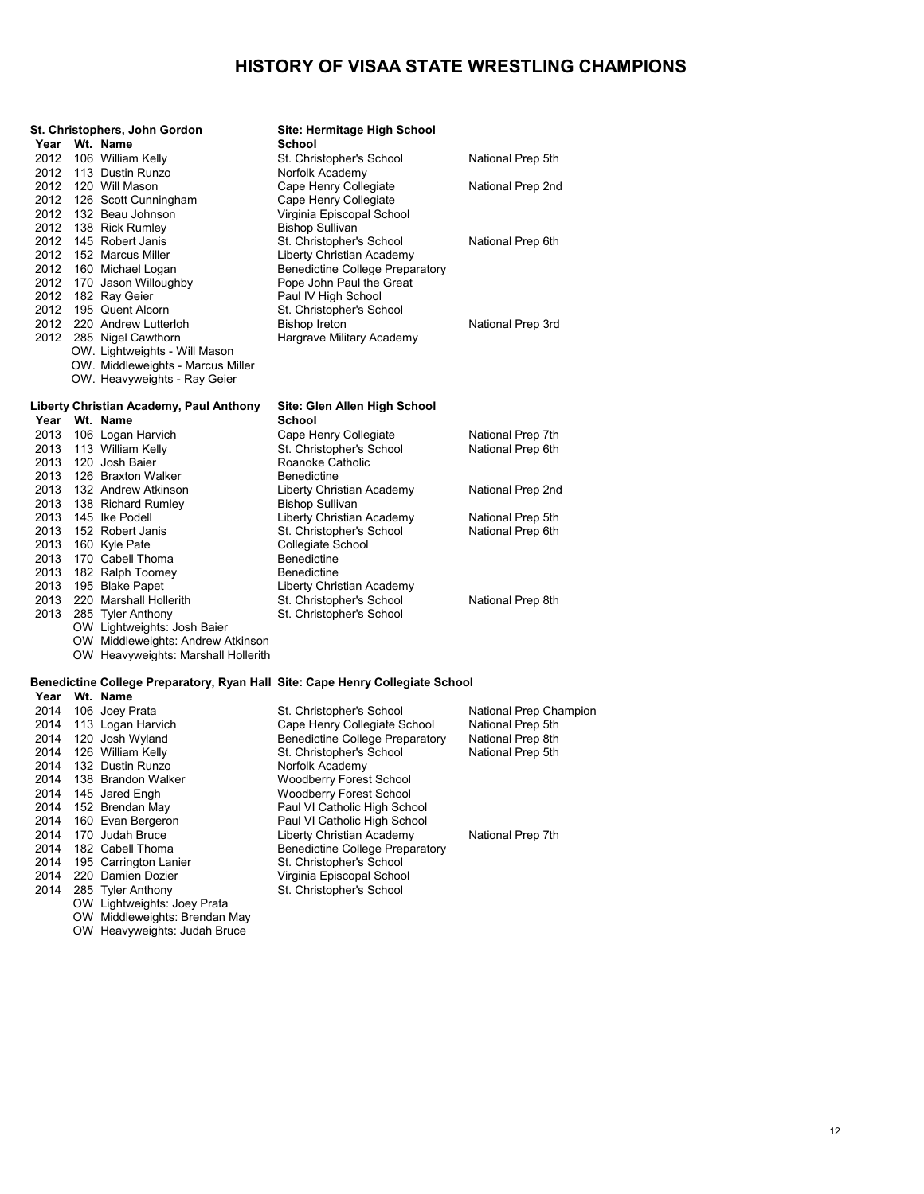# HISTORY OF VISAA STATE WRESTLING CHAMPIONS

**St. Christophers, John Gordon** — **Site: Hermitage High School**

| Year | Wt. | Name | School | |
|---|---|---|---|---|
| 2012 | 106 | William Kelly | St. Christopher's School | National Prep 5th |
| 2012 | 113 | Dustin Runzo | Norfolk Academy | |
| 2012 | 120 | Will Mason | Cape Henry Collegiate | National Prep 2nd |
| 2012 | 126 | Scott Cunningham | Cape Henry Collegiate | |
| 2012 | 132 | Beau Johnson | Virginia Episcopal School | |
| 2012 | 138 | Rick Rumley | Bishop Sullivan | |
| 2012 | 145 | Robert Janis | St. Christopher's School | National Prep 6th |
| 2012 | 152 | Marcus Miller | Liberty Christian Academy | |
| 2012 | 160 | Michael Logan | Benedictine College Preparatory | |
| 2012 | 170 | Jason Willoughby | Pope John Paul the Great | |
| 2012 | 182 | Ray Geier | Paul IV High School | |
| 2012 | 195 | Quent Alcorn | St. Christopher's School | |
| 2012 | 220 | Andrew Lutterloh | Bishop Ireton | National Prep 3rd |
| 2012 | 285 | Nigel Cawthorn | Hargrave Military Academy | |

OW. Lightweights - Will Mason
OW. Middleweights - Marcus Miller
OW. Heavyweights - Ray Geier

**Liberty Christian Academy, Paul Anthony** — **Site: Glen Allen High School**

| Year | Wt. | Name | School | |
|---|---|---|---|---|
| 2013 | 106 | Logan Harvich | Cape Henry Collegiate | National Prep 7th |
| 2013 | 113 | William Kelly | St. Christopher's School | National Prep 6th |
| 2013 | 120 | Josh Baier | Roanoke Catholic | |
| 2013 | 126 | Braxton Walker | Benedictine | |
| 2013 | 132 | Andrew Atkinson | Liberty Christian Academy | National Prep 2nd |
| 2013 | 138 | Richard Rumley | Bishop Sullivan | |
| 2013 | 145 | Ike Podell | Liberty Christian Academy | National Prep 5th |
| 2013 | 152 | Robert Janis | St. Christopher's School | National Prep 6th |
| 2013 | 160 | Kyle Pate | Collegiate School | |
| 2013 | 170 | Cabell Thoma | Benedictine | |
| 2013 | 182 | Ralph Toomey | Benedictine | |
| 2013 | 195 | Blake Papet | Liberty Christian Academy | |
| 2013 | 220 | Marshall Hollerith | St. Christopher's School | National Prep 8th |
| 2013 | 285 | Tyler Anthony | St. Christopher's School | |

OW Lightweights: Josh Baier
OW Middleweights: Andrew Atkinson
OW Heavyweights: Marshall Hollerith

**Benedictine College Preparatory, Ryan Hall** — **Site: Cape Henry Collegiate School**

| Year | Wt. | Name | School | |
|---|---|---|---|---|
| 2014 | 106 | Joey Prata | St. Christopher's School | National Prep Champion |
| 2014 | 113 | Logan Harvich | Cape Henry Collegiate School | National Prep 5th |
| 2014 | 120 | Josh Wyland | Benedictine College Preparatory | National Prep 8th |
| 2014 | 126 | William Kelly | St. Christopher's School | National Prep 5th |
| 2014 | 132 | Dustin Runzo | Norfolk Academy | |
| 2014 | 138 | Brandon Walker | Woodberry Forest School | |
| 2014 | 145 | Jared Engh | Woodberry Forest School | |
| 2014 | 152 | Brendan May | Paul VI Catholic High School | |
| 2014 | 160 | Evan Bergeron | Paul VI Catholic High School | |
| 2014 | 170 | Judah Bruce | Liberty Christian Academy | National Prep 7th |
| 2014 | 182 | Cabell Thoma | Benedictine College Preparatory | |
| 2014 | 195 | Carrington Lanier | St. Christopher's School | |
| 2014 | 220 | Damien Dozier | Virginia Episcopal School | |
| 2014 | 285 | Tyler Anthony | St. Christopher's School | |

OW Lightweights: Joey Prata
OW Middleweights: Brendan May
OW Heavyweights: Judah Bruce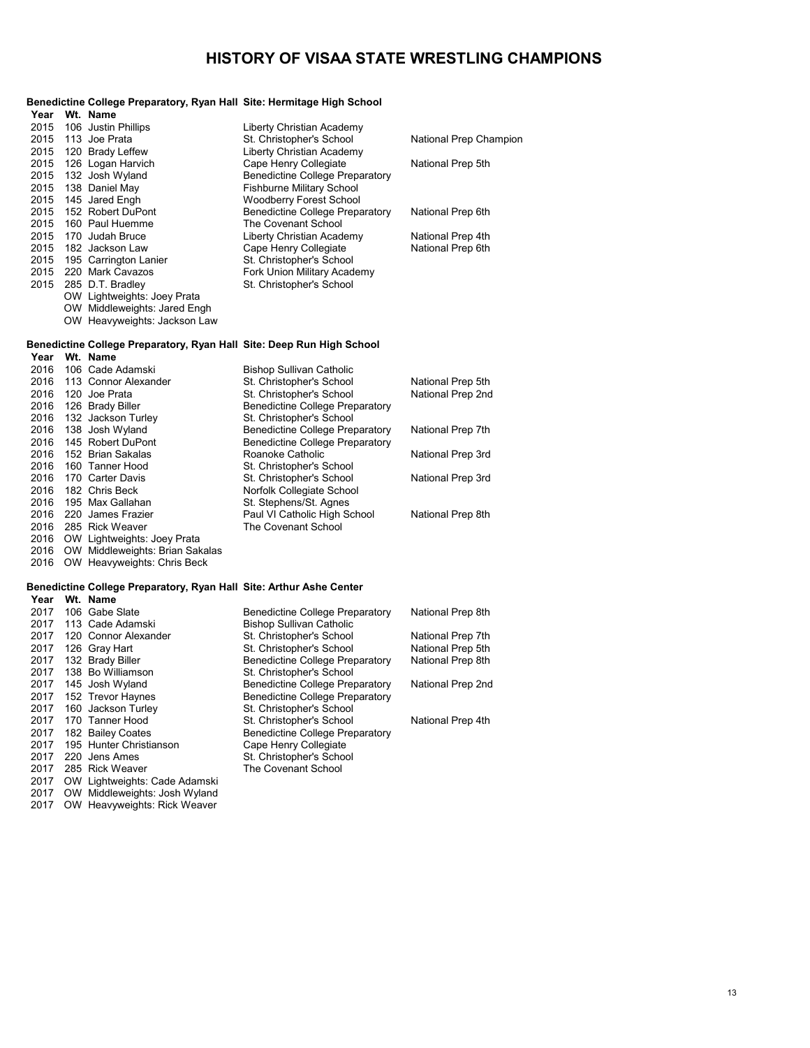# HISTORY OF VISAA STATE WRESTLING CHAMPIONS

**Benedictine College Preparatory, Ryan Hall Site: Hermitage High School**

| Year | Wt. | Name | School | |
|---|---|---|---|---|
| 2015 | 106 | Justin Phillips | Liberty Christian Academy | |
| 2015 | 113 | Joe Prata | St. Christopher's School | National Prep Champion |
| 2015 | 120 | Brady Leffew | Liberty Christian Academy | |
| 2015 | 126 | Logan Harvich | Cape Henry Collegiate | National Prep 5th |
| 2015 | 132 | Josh Wyland | Benedictine College Preparatory | |
| 2015 | 138 | Daniel May | Fishburne Military School | |
| 2015 | 145 | Jared Engh | Woodberry Forest School | |
| 2015 | 152 | Robert DuPont | Benedictine College Preparatory | National Prep 6th |
| 2015 | 160 | Paul Huemme | The Covenant School | |
| 2015 | 170 | Judah Bruce | Liberty Christian Academy | National Prep 4th |
| 2015 | 182 | Jackson Law | Cape Henry Collegiate | National Prep 6th |
| 2015 | 195 | Carrington Lanier | St. Christopher's School | |
| 2015 | 220 | Mark Cavazos | Fork Union Military Academy | |
| 2015 | 285 | D.T. Bradley | St. Christopher's School | |
| | OW | Lightweights: Joey Prata | | |
| | OW | Middleweights: Jared Engh | | |
| | OW | Heavyweights: Jackson Law | | |

**Benedictine College Preparatory, Ryan Hall Site: Deep Run High School**

| Year | Wt. | Name | School | |
|---|---|---|---|---|
| 2016 | 106 | Cade Adamski | Bishop Sullivan Catholic | |
| 2016 | 113 | Connor Alexander | St. Christopher's School | National Prep 5th |
| 2016 | 120 | Joe Prata | St. Christopher's School | National Prep 2nd |
| 2016 | 126 | Brady Biller | Benedictine College Preparatory | |
| 2016 | 132 | Jackson Turley | St. Christopher's School | |
| 2016 | 138 | Josh Wyland | Benedictine College Preparatory | National Prep 7th |
| 2016 | 145 | Robert DuPont | Benedictine College Preparatory | |
| 2016 | 152 | Brian Sakalas | Roanoke Catholic | National Prep 3rd |
| 2016 | 160 | Tanner Hood | St. Christopher's School | |
| 2016 | 170 | Carter Davis | St. Christopher's School | National Prep 3rd |
| 2016 | 182 | Chris Beck | Norfolk Collegiate School | |
| 2016 | 195 | Max Gallahan | St. Stephens/St. Agnes | |
| 2016 | 220 | James Frazier | Paul VI Catholic High School | National Prep 8th |
| 2016 | 285 | Rick Weaver | The Covenant School | |
| 2016 | OW | Lightweights: Joey Prata | | |
| 2016 | OW | Middleweights: Brian Sakalas | | |
| 2016 | OW | Heavyweights: Chris Beck | | |

**Benedictine College Preparatory, Ryan Hall Site: Arthur Ashe Center**

| Year | Wt. | Name | School | |
|---|---|---|---|---|
| 2017 | 106 | Gabe Slate | Benedictine College Preparatory | National Prep 8th |
| 2017 | 113 | Cade Adamski | Bishop Sullivan Catholic | |
| 2017 | 120 | Connor Alexander | St. Christopher's School | National Prep 7th |
| 2017 | 126 | Gray Hart | St. Christopher's School | National Prep 5th |
| 2017 | 132 | Brady Biller | Benedictine College Preparatory | National Prep 8th |
| 2017 | 138 | Bo Williamson | St. Christopher's School | |
| 2017 | 145 | Josh Wyland | Benedictine College Preparatory | National Prep 2nd |
| 2017 | 152 | Trevor Haynes | Benedictine College Preparatory | |
| 2017 | 160 | Jackson Turley | St. Christopher's School | |
| 2017 | 170 | Tanner Hood | St. Christopher's School | National Prep 4th |
| 2017 | 182 | Bailey Coates | Benedictine College Preparatory | |
| 2017 | 195 | Hunter Christianson | Cape Henry Collegiate | |
| 2017 | 220 | Jens Ames | St. Christopher's School | |
| 2017 | 285 | Rick Weaver | The Covenant School | |
| 2017 | OW | Lightweights: Cade Adamski | | |
| 2017 | OW | Middleweights: Josh Wyland | | |
| 2017 | OW | Heavyweights: Rick Weaver | | |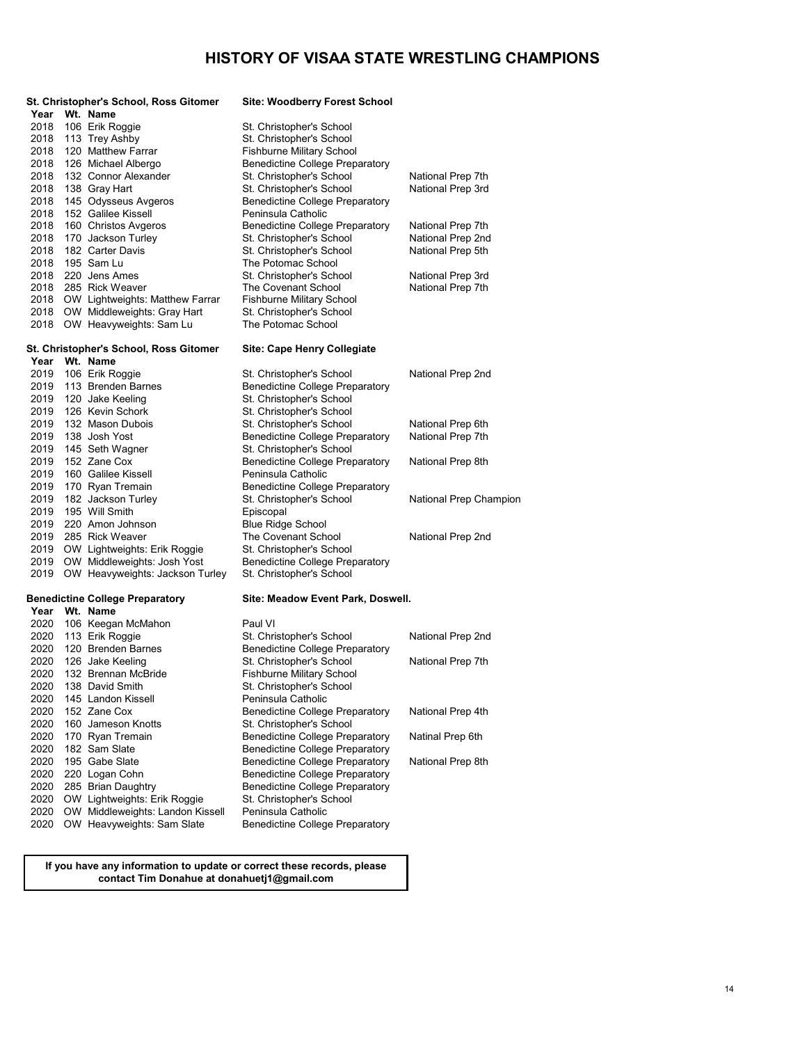# HISTORY OF VISAA STATE WRESTLING CHAMPIONS

**St. Christopher's School, Ross Gitomer** — **Site: Woodberry Forest School**

| Year | Wt. | Name | School | |
|---|---|---|---|---|
| 2018 | 106 | Erik Roggie | St. Christopher's School | |
| 2018 | 113 | Trey Ashby | St. Christopher's School | |
| 2018 | 120 | Matthew Farrar | Fishburne Military School | |
| 2018 | 126 | Michael Albergo | Benedictine College Preparatory | |
| 2018 | 132 | Connor Alexander | St. Christopher's School | National Prep 7th |
| 2018 | 138 | Gray Hart | St. Christopher's School | National Prep 3rd |
| 2018 | 145 | Odysseus Avgeros | Benedictine College Preparatory | |
| 2018 | 152 | Galilee Kissell | Peninsula Catholic | |
| 2018 | 160 | Christos Avgeros | Benedictine College Preparatory | National Prep 7th |
| 2018 | 170 | Jackson Turley | St. Christopher's School | National Prep 2nd |
| 2018 | 182 | Carter Davis | St. Christopher's School | National Prep 5th |
| 2018 | 195 | Sam Lu | The Potomac School | |
| 2018 | 220 | Jens Ames | St. Christopher's School | National Prep 3rd |
| 2018 | 285 | Rick Weaver | The Covenant School | National Prep 7th |
| 2018 | OW | Lightweights: Matthew Farrar | Fishburne Military School | |
| 2018 | OW | Middleweights: Gray Hart | St. Christopher's School | |
| 2018 | OW | Heavyweights: Sam Lu | The Potomac School | |

**St. Christopher's School, Ross Gitomer** — **Site: Cape Henry Collegiate**

| Year | Wt. | Name | School | |
|---|---|---|---|---|
| 2019 | 106 | Erik Roggie | St. Christopher's School | National Prep 2nd |
| 2019 | 113 | Brenden Barnes | Benedictine College Preparatory | |
| 2019 | 120 | Jake Keeling | St. Christopher's School | |
| 2019 | 126 | Kevin Schork | St. Christopher's School | |
| 2019 | 132 | Mason Dubois | St. Christopher's School | National Prep 6th |
| 2019 | 138 | Josh Yost | Benedictine College Preparatory | National Prep 7th |
| 2019 | 145 | Seth Wagner | St. Christopher's School | |
| 2019 | 152 | Zane Cox | Benedictine College Preparatory | National Prep 8th |
| 2019 | 160 | Galilee Kissell | Peninsula Catholic | |
| 2019 | 170 | Ryan Tremain | Benedictine College Preparatory | |
| 2019 | 182 | Jackson Turley | St. Christopher's School | National Prep Champion |
| 2019 | 195 | Will Smith | Episcopal | |
| 2019 | 220 | Amon Johnson | Blue Ridge School | |
| 2019 | 285 | Rick Weaver | The Covenant School | National Prep 2nd |
| 2019 | OW | Lightweights: Erik Roggie | St. Christopher's School | |
| 2019 | OW | Middleweights: Josh Yost | Benedictine College Preparatory | |
| 2019 | OW | Heavyweights: Jackson Turley | St. Christopher's School | |

**Benedictine College Preparatory** — **Site: Meadow Event Park, Doswell.**

| Year | Wt. | Name | School | |
|---|---|---|---|---|
| 2020 | 106 | Keegan McMahon | Paul VI | |
| 2020 | 113 | Erik Roggie | St. Christopher's School | National Prep 2nd |
| 2020 | 120 | Brenden Barnes | Benedictine College Preparatory | |
| 2020 | 126 | Jake Keeling | St. Christopher's School | National Prep 7th |
| 2020 | 132 | Brennan McBride | Fishburne Military School | |
| 2020 | 138 | David Smith | St. Christopher's School | |
| 2020 | 145 | Landon Kissell | Peninsula Catholic | |
| 2020 | 152 | Zane Cox | Benedictine College Preparatory | National Prep 4th |
| 2020 | 160 | Jameson Knotts | St. Christopher's School | |
| 2020 | 170 | Ryan Tremain | Benedictine College Preparatory | Natinal Prep 6th |
| 2020 | 182 | Sam Slate | Benedictine College Preparatory | |
| 2020 | 195 | Gabe Slate | Benedictine College Preparatory | National Prep 8th |
| 2020 | 220 | Logan Cohn | Benedictine College Preparatory | |
| 2020 | 285 | Brian Daughtry | Benedictine College Preparatory | |
| 2020 | OW | Lightweights: Erik Roggie | St. Christopher's School | |
| 2020 | OW | Middleweights: Landon Kissell | Peninsula Catholic | |
| 2020 | OW | Heavyweights: Sam Slate | Benedictine College Preparatory | |

**If you have any information to update or correct these records, please contact Tim Donahue at donahuetj1@gmail.com**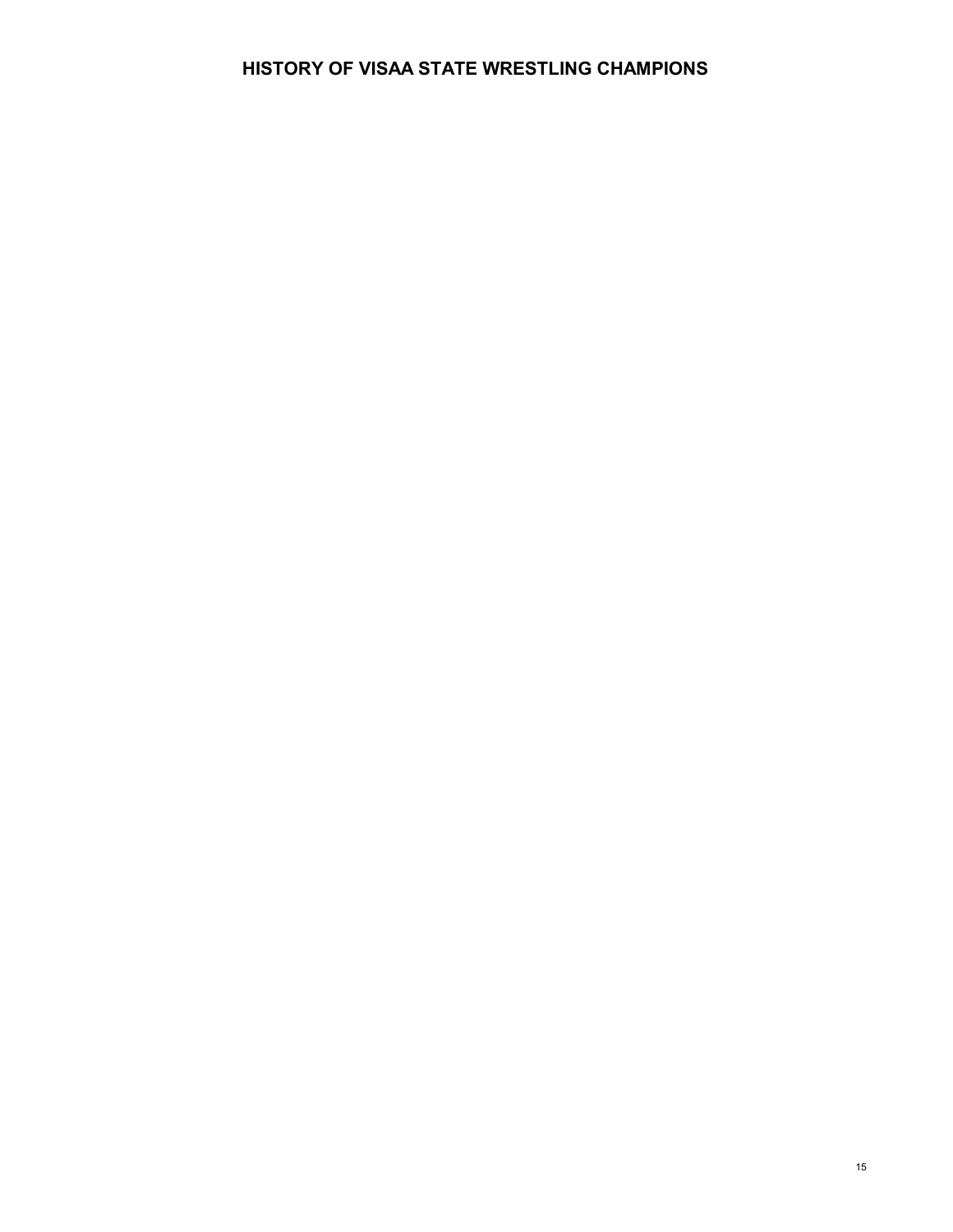# HISTORY OF VISAA STATE WRESTLING CHAMPIONS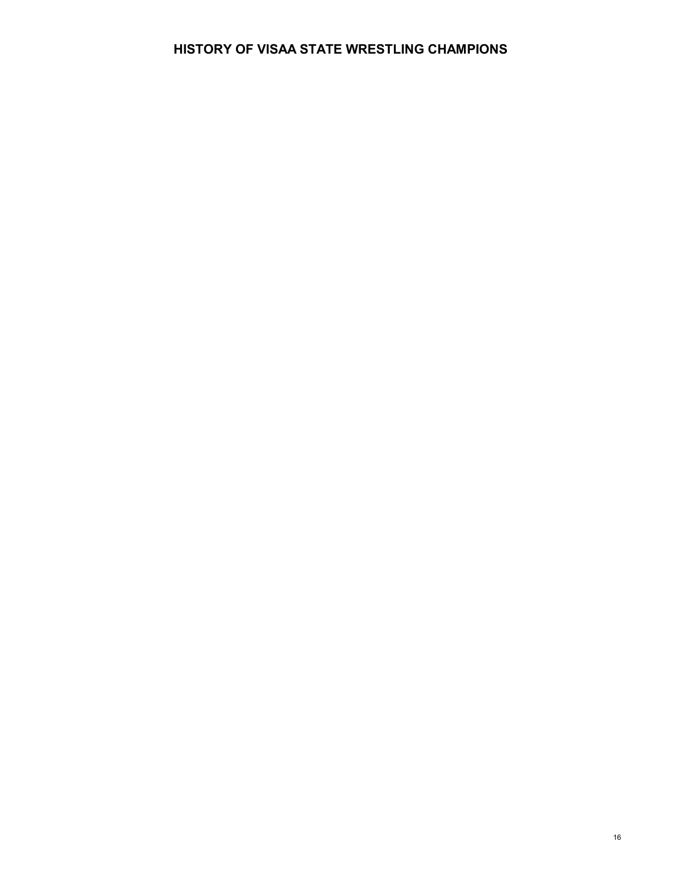# HISTORY OF VISAA STATE WRESTLING CHAMPIONS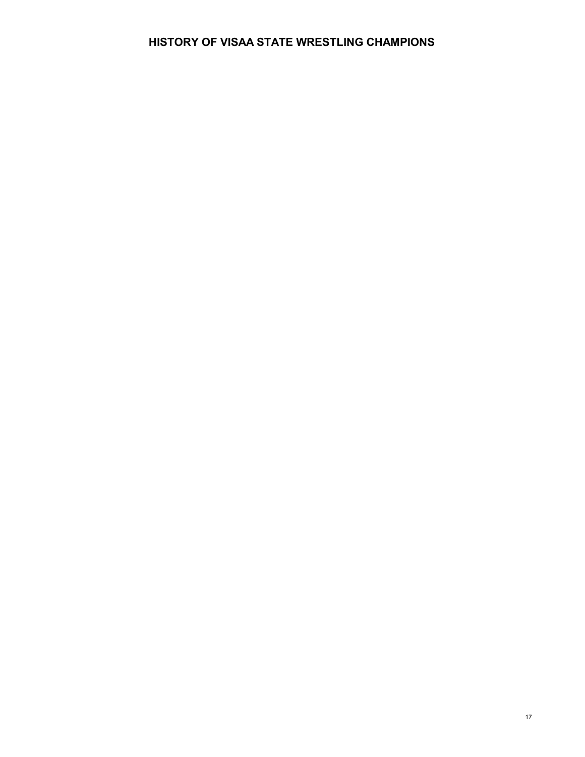# HISTORY OF VISAA STATE WRESTLING CHAMPIONS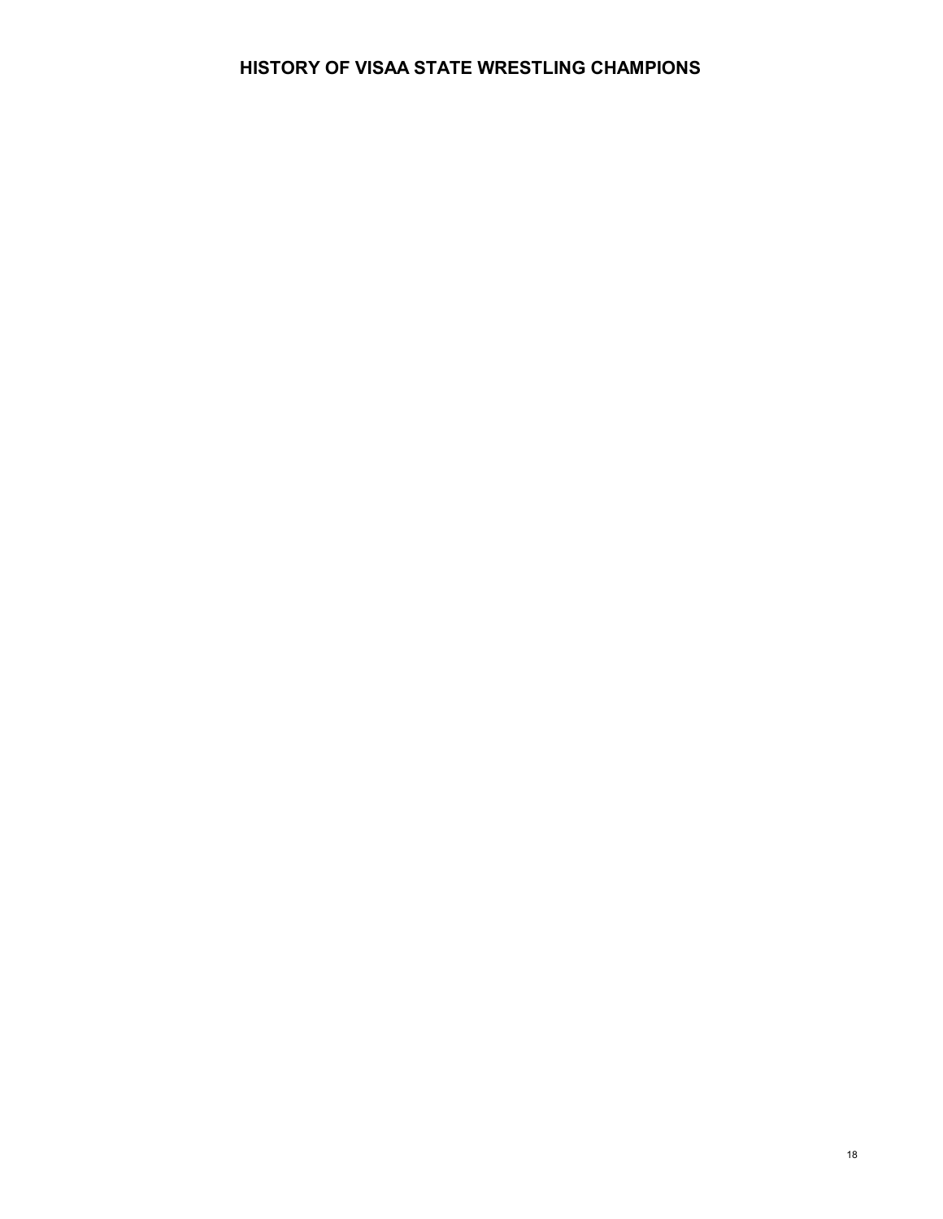# HISTORY OF VISAA STATE WRESTLING CHAMPIONS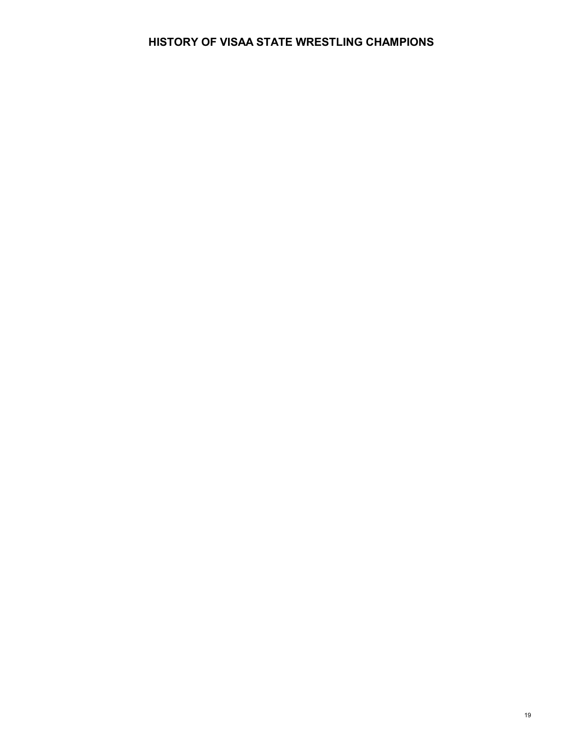# HISTORY OF VISAA STATE WRESTLING CHAMPIONS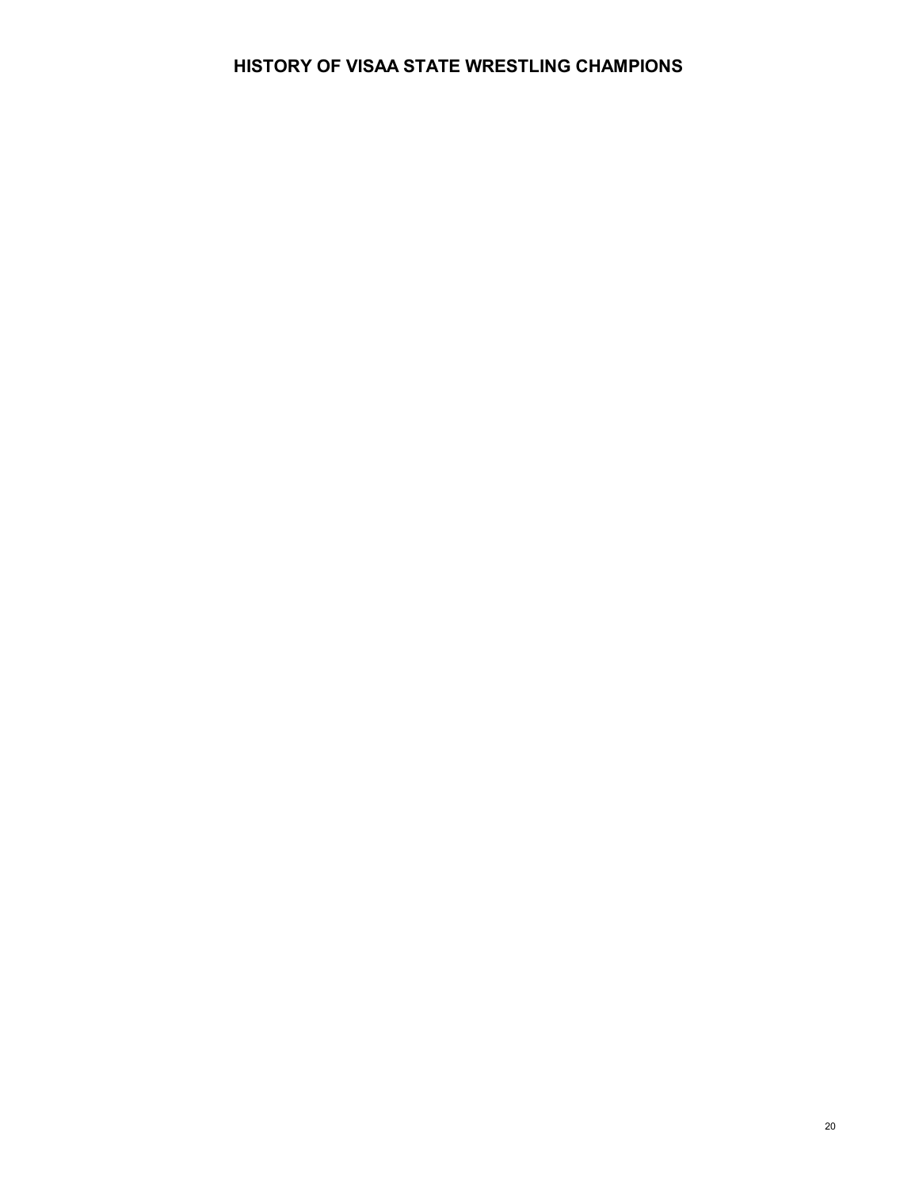# HISTORY OF VISAA STATE WRESTLING CHAMPIONS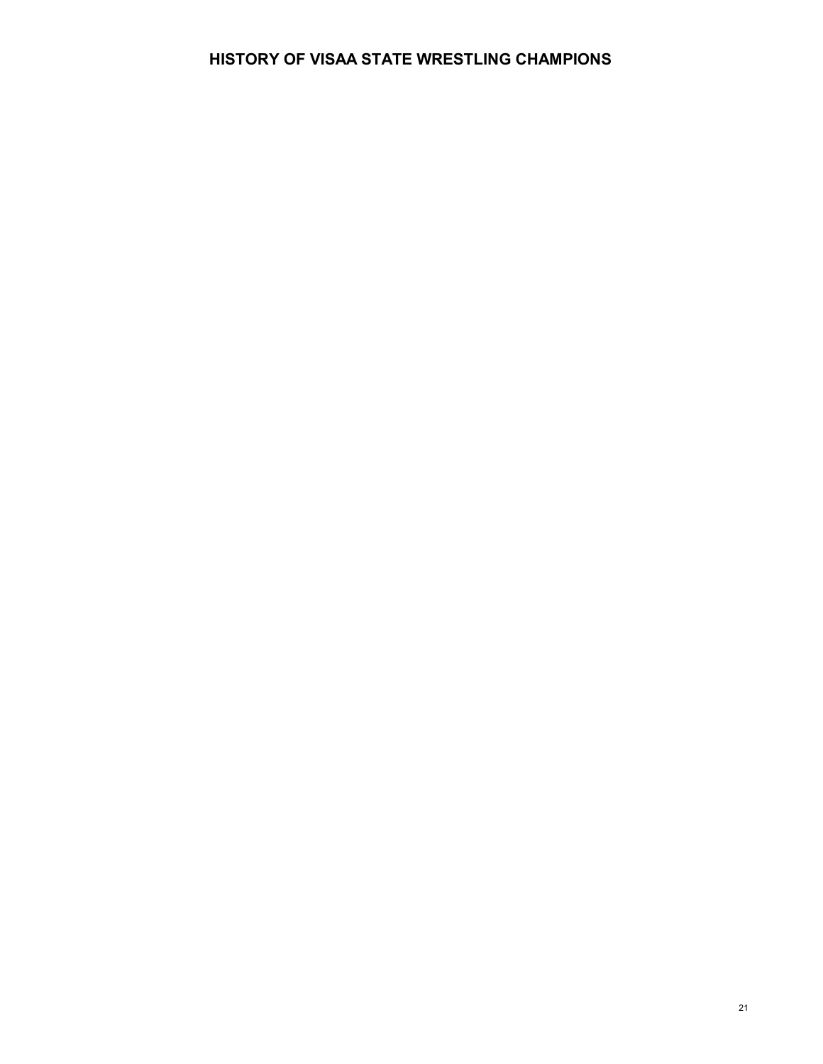# HISTORY OF VISAA STATE WRESTLING CHAMPIONS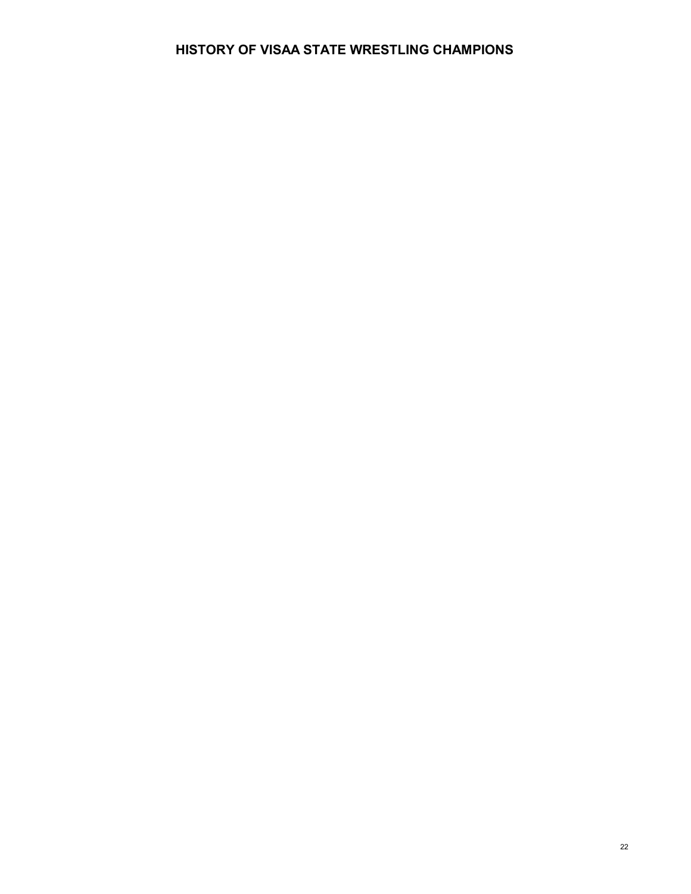# HISTORY OF VISAA STATE WRESTLING CHAMPIONS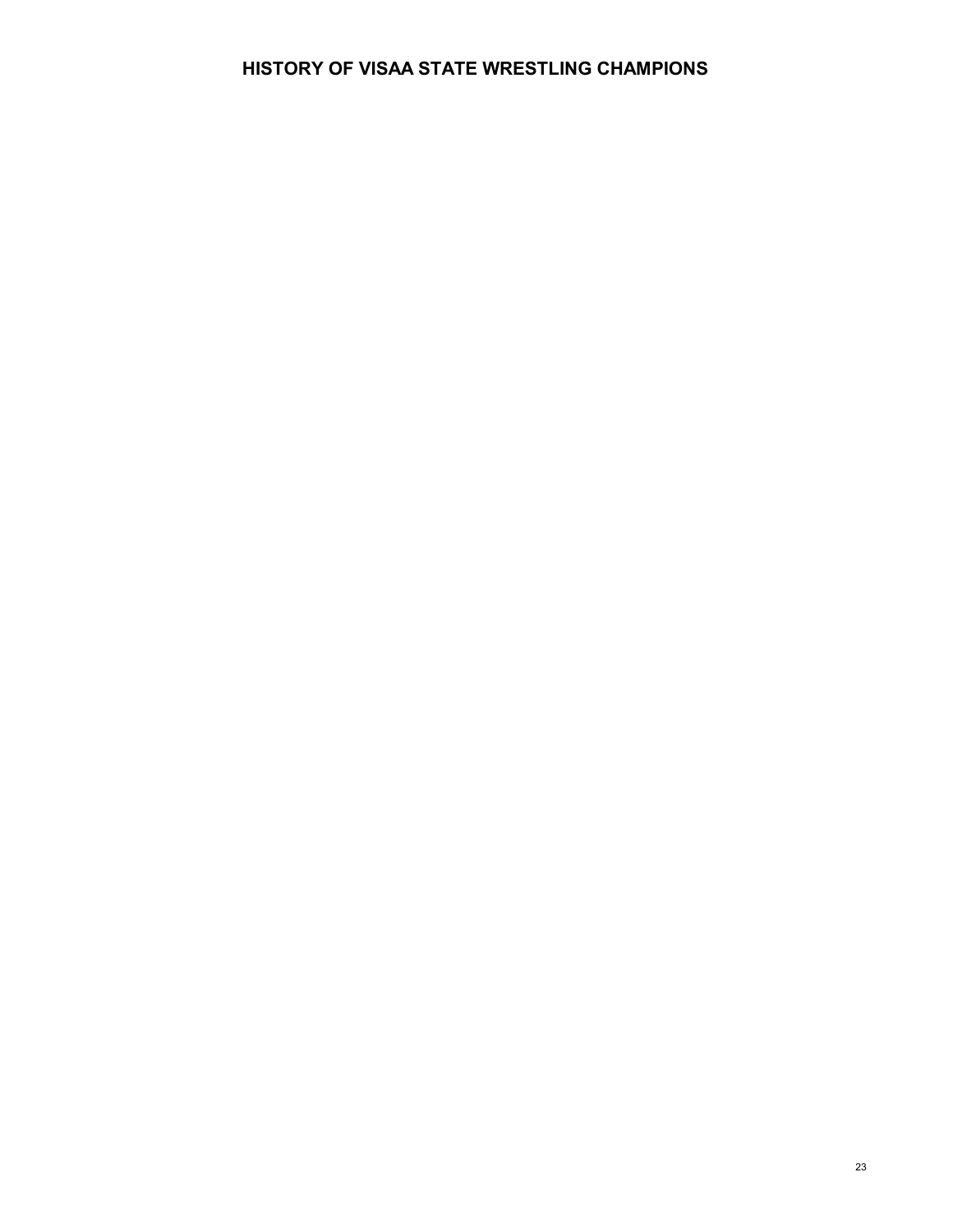# HISTORY OF VISAA STATE WRESTLING CHAMPIONS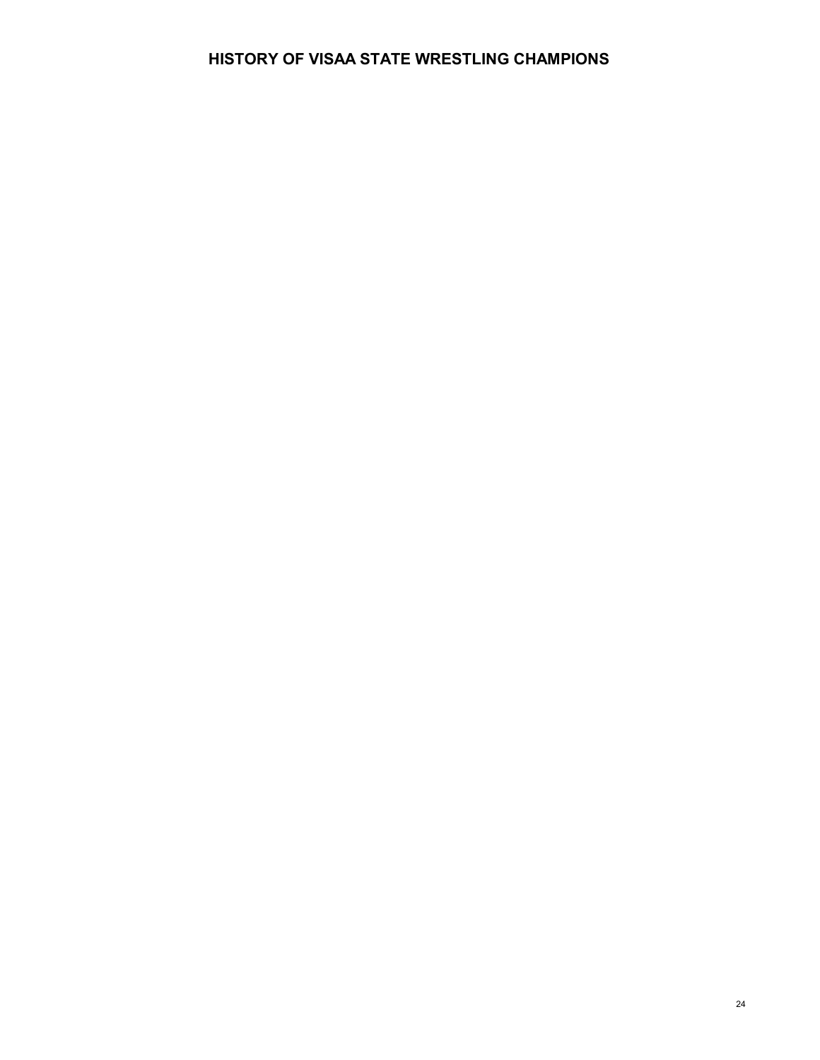# HISTORY OF VISAA STATE WRESTLING CHAMPIONS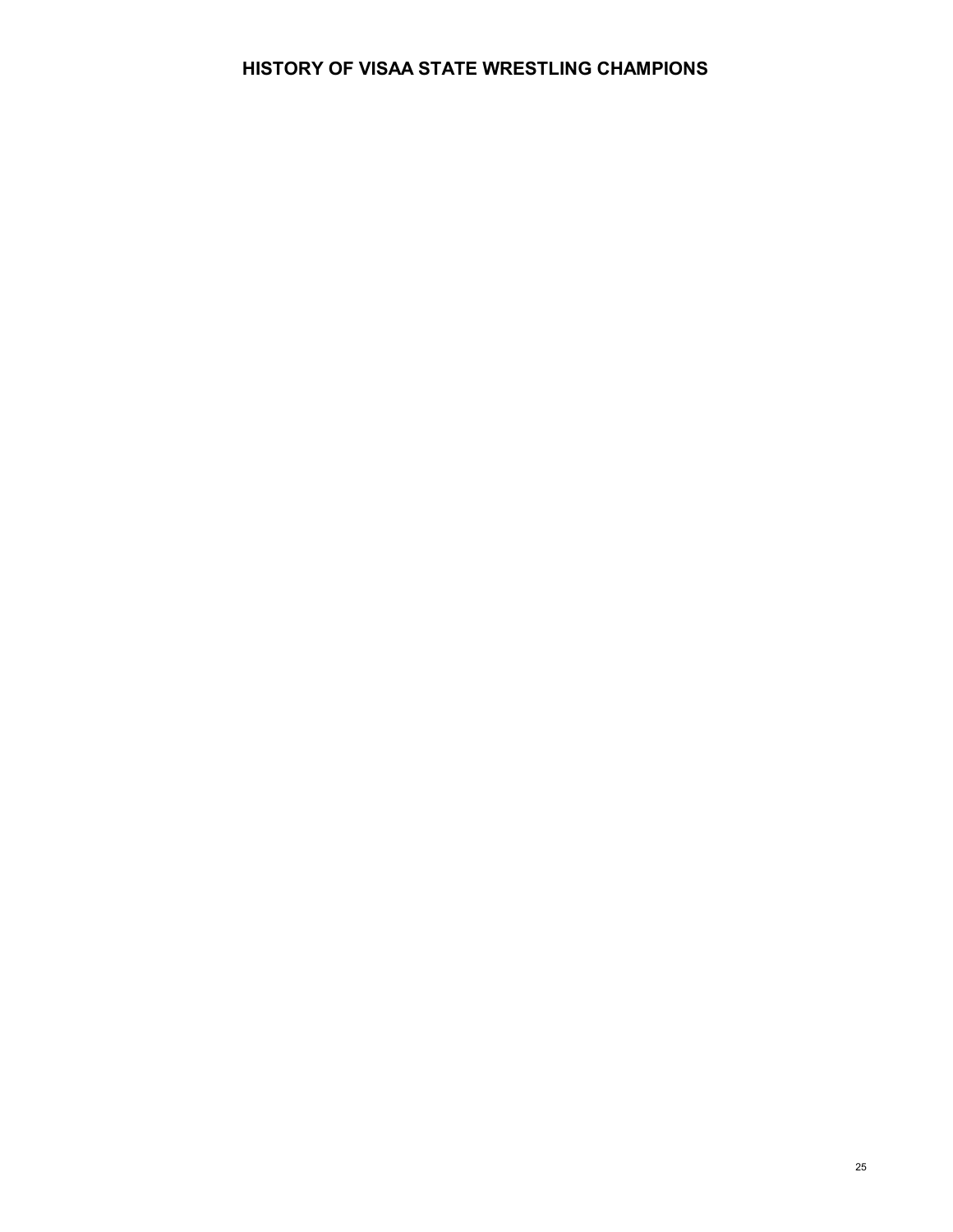# HISTORY OF VISAA STATE WRESTLING CHAMPIONS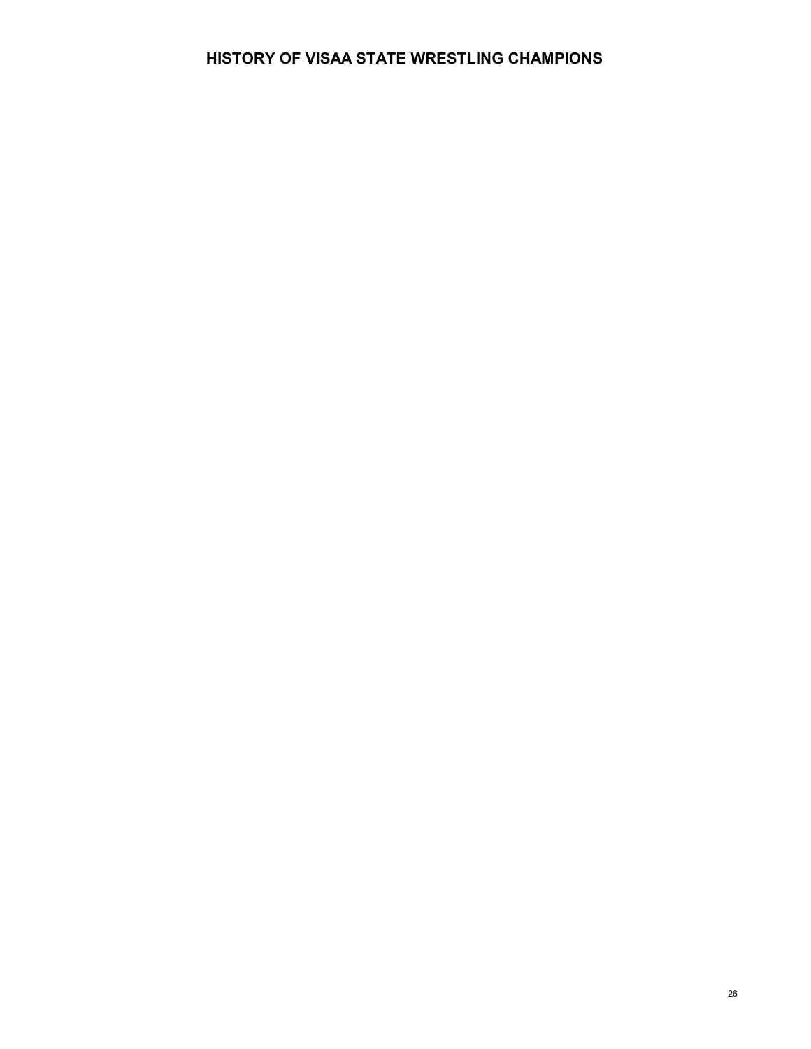# HISTORY OF VISAA STATE WRESTLING CHAMPIONS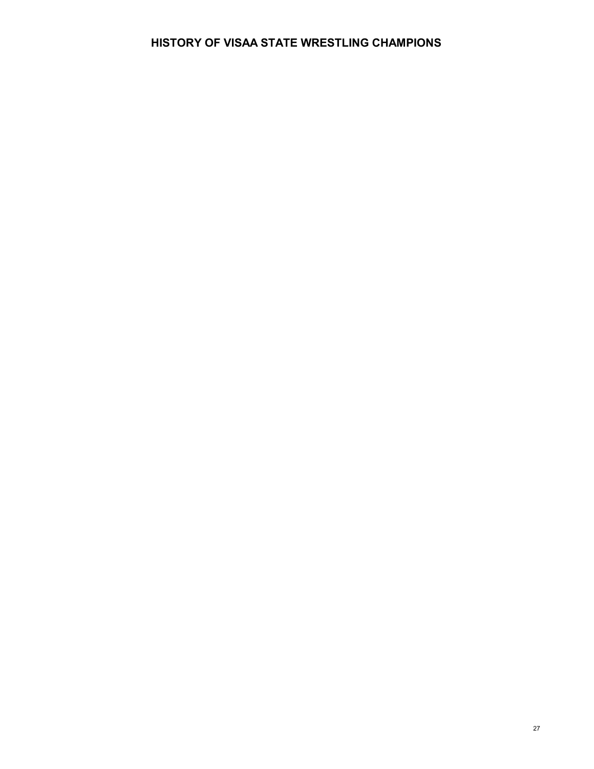# HISTORY OF VISAA STATE WRESTLING CHAMPIONS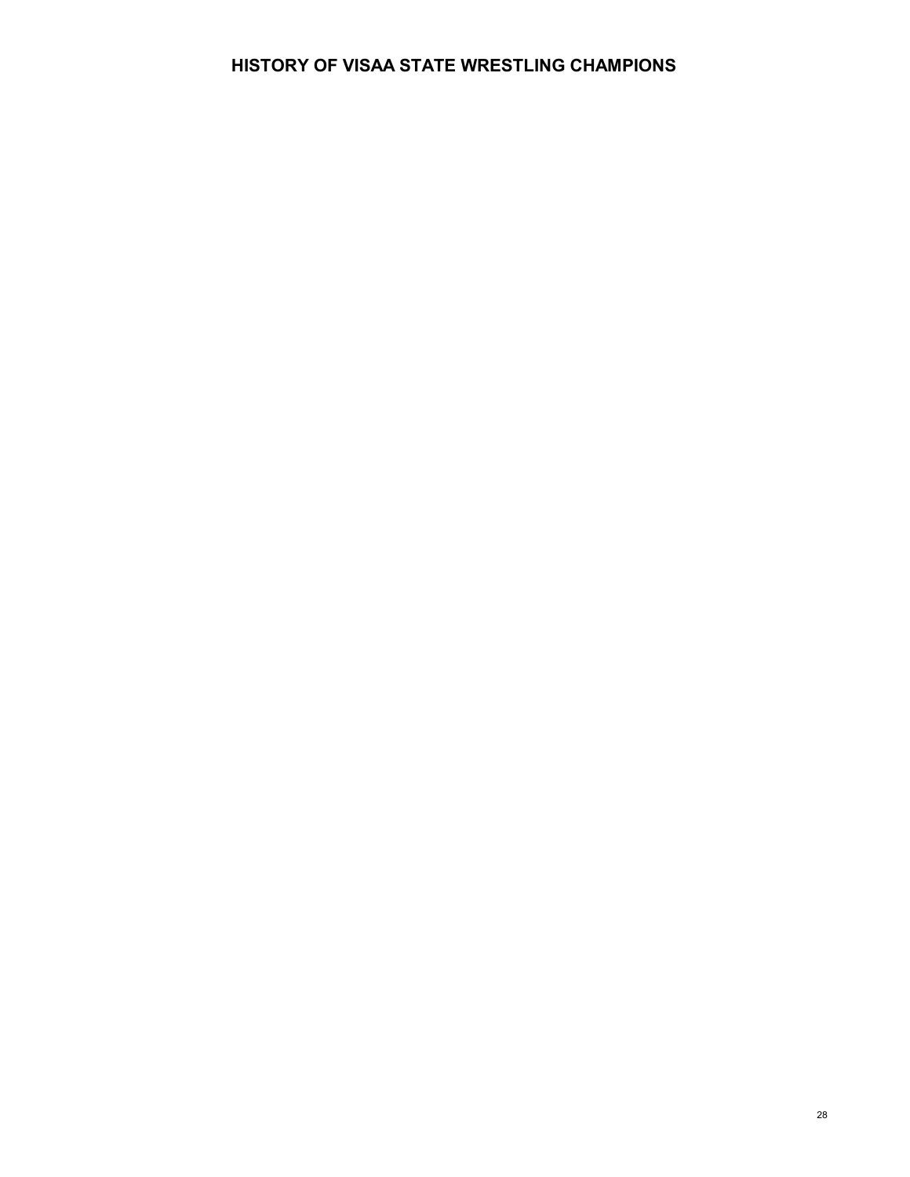# HISTORY OF VISAA STATE WRESTLING CHAMPIONS